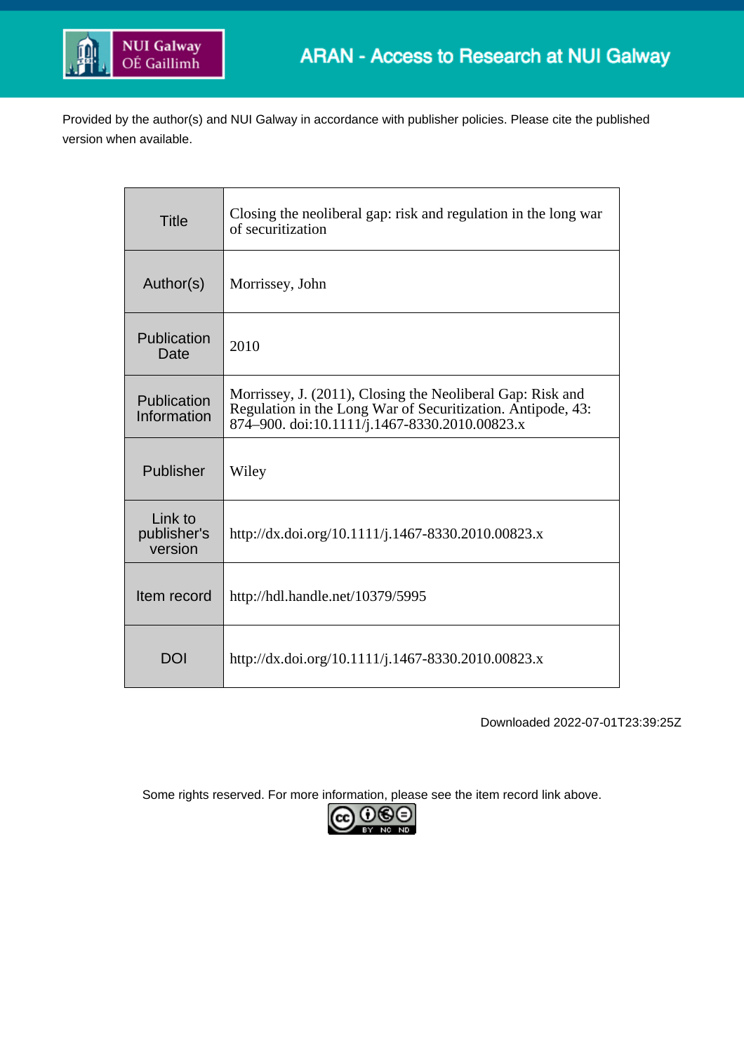Provided by the author(s) and NUI Galway in accordance with publisher policies. Please cite the published version when available.

| Title | Closing the neoliberal gap: risk and regulation in the long war of securitization |
|---|---|
| Author(s) | Morrissey, John |
| Publication Date | 2010 |
| Publication Information | Morrissey, J. (2011), Closing the Neoliberal Gap: Risk and Regulation in the Long War of Securitization. Antipode, 43: 874–900. doi:10.1111/j.1467-8330.2010.00823.x |
| Publisher | Wiley |
| Link to publisher's version | http://dx.doi.org/10.1111/j.1467-8330.2010.00823.x |
| Item record | http://hdl.handle.net/10379/5995 |
| DOI | http://dx.doi.org/10.1111/j.1467-8330.2010.00823.x |

Downloaded 2022-07-01T23:39:25Z

Some rights reserved. For more information, please see the item record link above.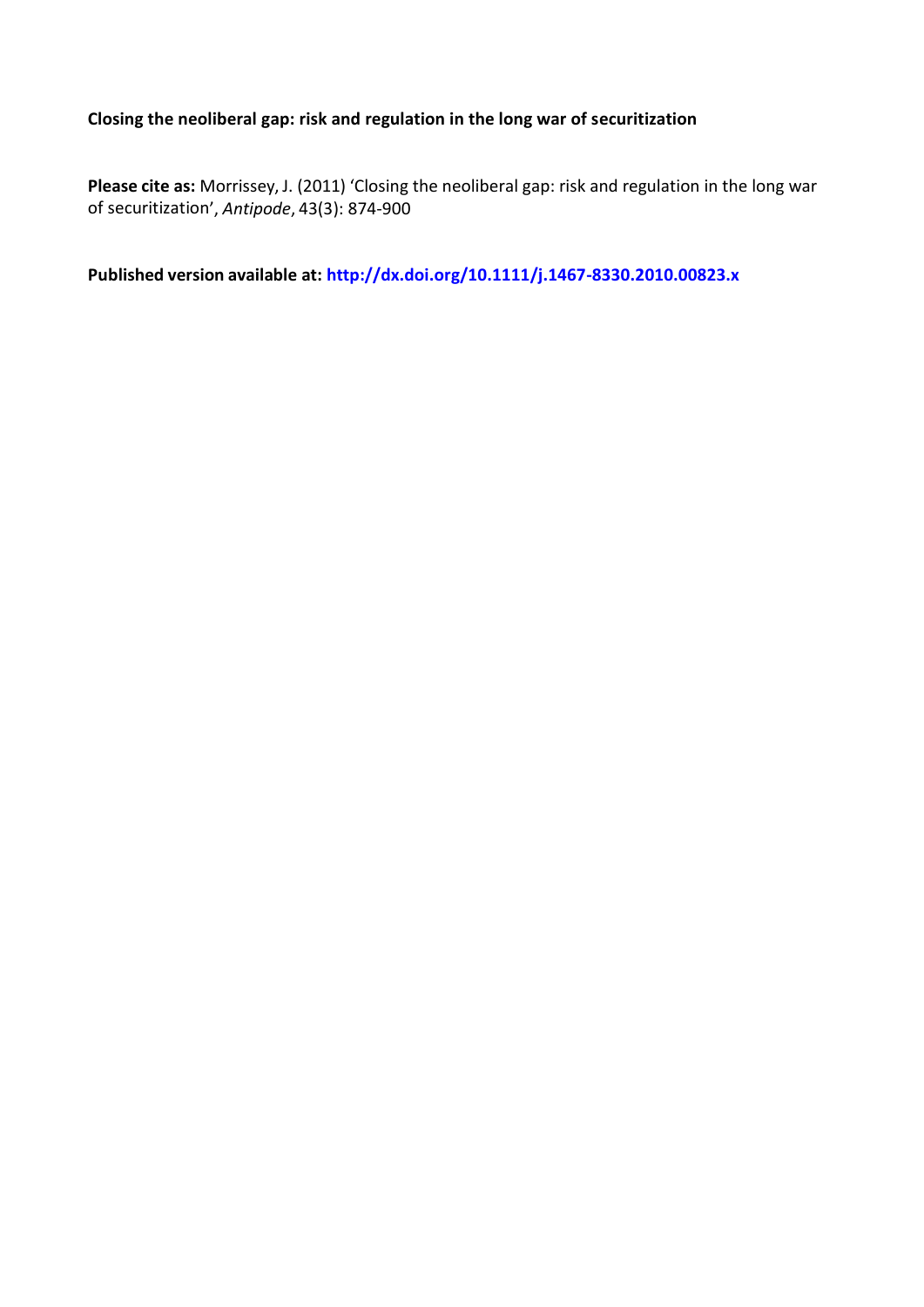**Closing the neoliberal gap: risk and regulation in the long war of securitization**

**Please cite as:** Morrissey, J. (2011) 'Closing the neoliberal gap: risk and regulation in the long war of securitization', *Antipode*, 43(3): 874-900

**Published version available at:** **http://dx.doi.org/10.1111/j.1467-8330.2010.00823.x**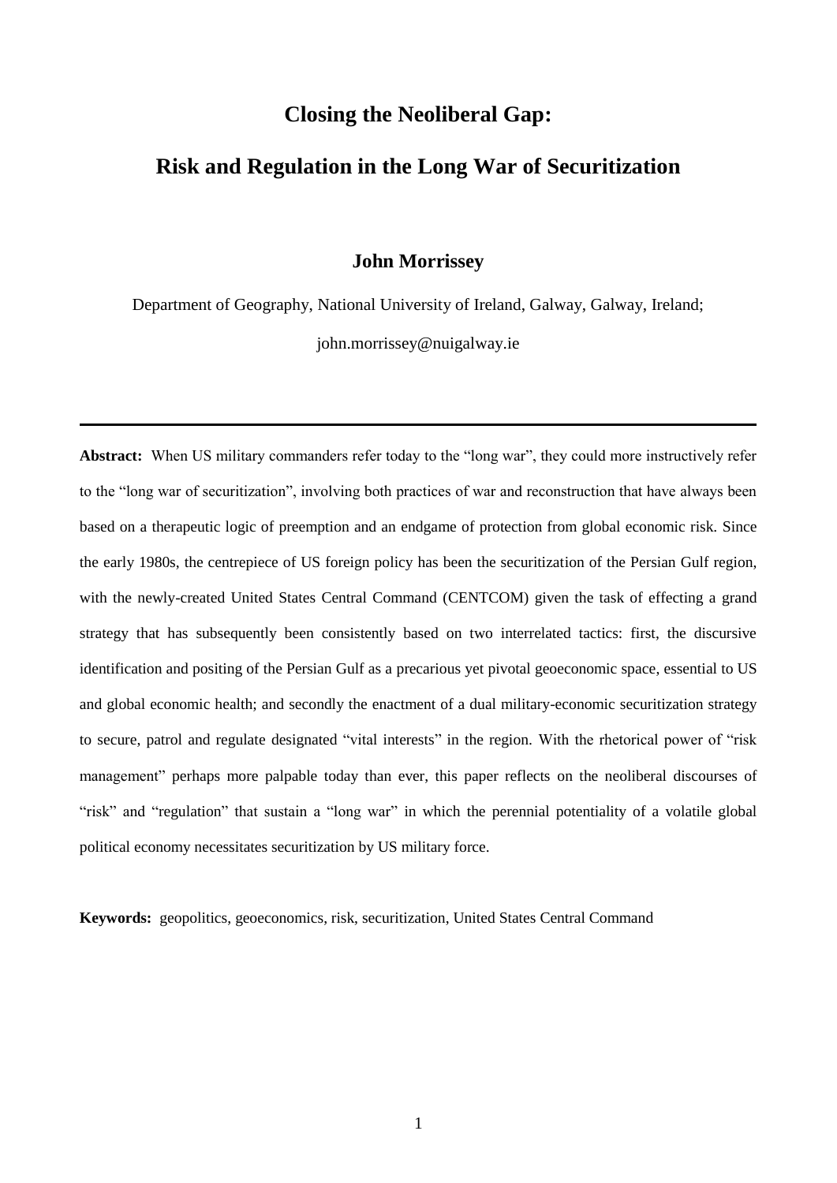# Closing the Neoliberal Gap:

# Risk and Regulation in the Long War of Securitization

**John Morrissey**

Department of Geography, National University of Ireland, Galway, Galway, Ireland;

john.morrissey@nuigalway.ie

---

**Abstract:** When US military commanders refer today to the "long war", they could more instructively refer to the "long war of securitization", involving both practices of war and reconstruction that have always been based on a therapeutic logic of preemption and an endgame of protection from global economic risk. Since the early 1980s, the centrepiece of US foreign policy has been the securitization of the Persian Gulf region, with the newly-created United States Central Command (CENTCOM) given the task of effecting a grand strategy that has subsequently been consistently based on two interrelated tactics: first, the discursive identification and positing of the Persian Gulf as a precarious yet pivotal geoeconomic space, essential to US and global economic health; and secondly the enactment of a dual military-economic securitization strategy to secure, patrol and regulate designated "vital interests" in the region. With the rhetorical power of "risk management" perhaps more palpable today than ever, this paper reflects on the neoliberal discourses of "risk" and "regulation" that sustain a "long war" in which the perennial potentiality of a volatile global political economy necessitates securitization by US military force.

**Keywords:** geopolitics, geoeconomics, risk, securitization, United States Central Command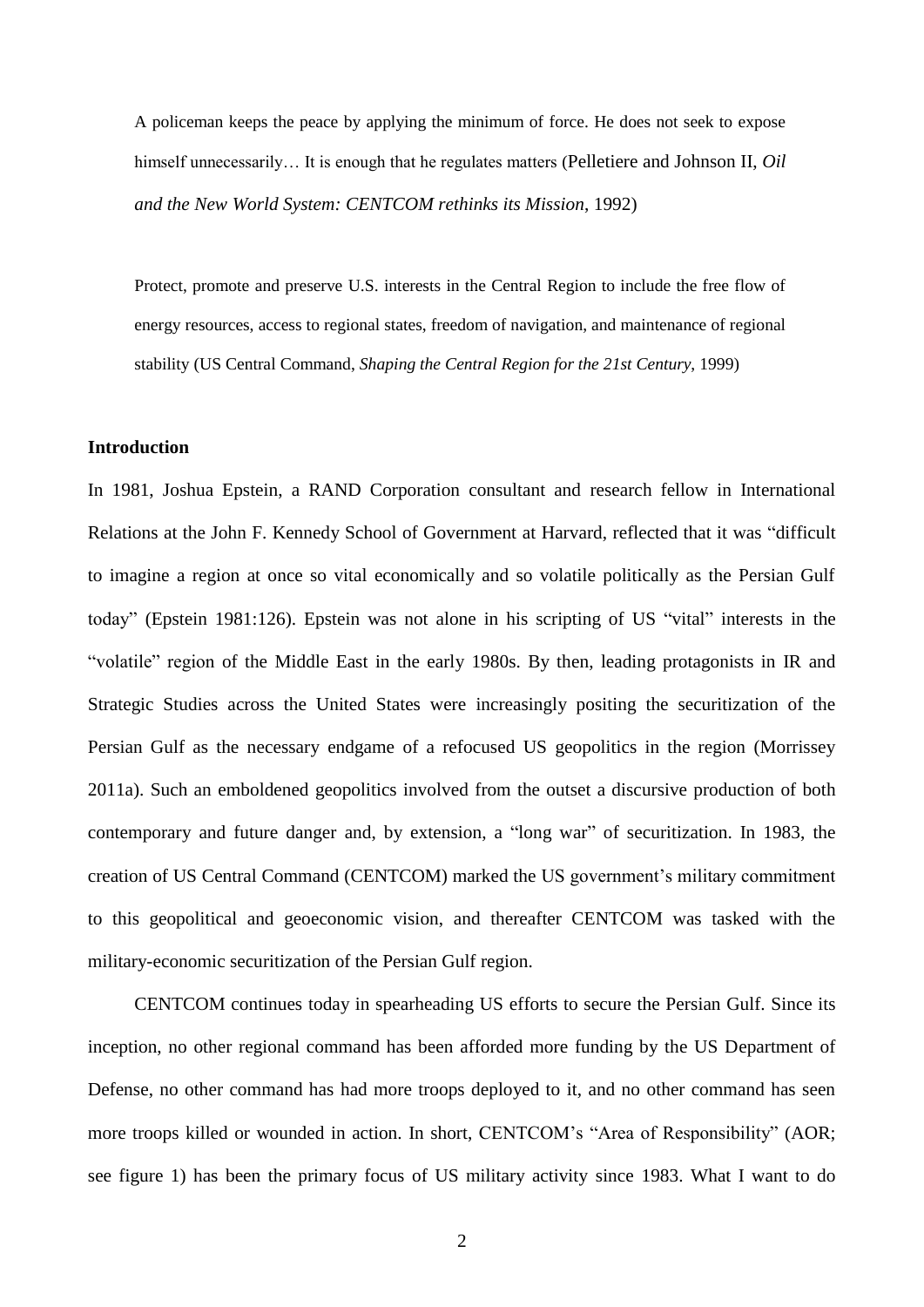> A policeman keeps the peace by applying the minimum of force. He does not seek to expose himself unnecessarily… It is enough that he regulates matters (Pelletiere and Johnson II, *Oil and the New World System: CENTCOM rethinks its Mission*, 1992)

> Protect, promote and preserve U.S. interests in the Central Region to include the free flow of energy resources, access to regional states, freedom of navigation, and maintenance of regional stability (US Central Command, *Shaping the Central Region for the 21st Century*, 1999)

**Introduction**

In 1981, Joshua Epstein, a RAND Corporation consultant and research fellow in International Relations at the John F. Kennedy School of Government at Harvard, reflected that it was "difficult to imagine a region at once so vital economically and so volatile politically as the Persian Gulf today" (Epstein 1981:126). Epstein was not alone in his scripting of US "vital" interests in the "volatile" region of the Middle East in the early 1980s. By then, leading protagonists in IR and Strategic Studies across the United States were increasingly positing the securitization of the Persian Gulf as the necessary endgame of a refocused US geopolitics in the region (Morrissey 2011a). Such an emboldened geopolitics involved from the outset a discursive production of both contemporary and future danger and, by extension, a "long war" of securitization. In 1983, the creation of US Central Command (CENTCOM) marked the US government's military commitment to this geopolitical and geoeconomic vision, and thereafter CENTCOM was tasked with the military-economic securitization of the Persian Gulf region.

CENTCOM continues today in spearheading US efforts to secure the Persian Gulf. Since its inception, no other regional command has been afforded more funding by the US Department of Defense, no other command has had more troops deployed to it, and no other command has seen more troops killed or wounded in action. In short, CENTCOM's "Area of Responsibility" (AOR; see figure 1) has been the primary focus of US military activity since 1983. What I want to do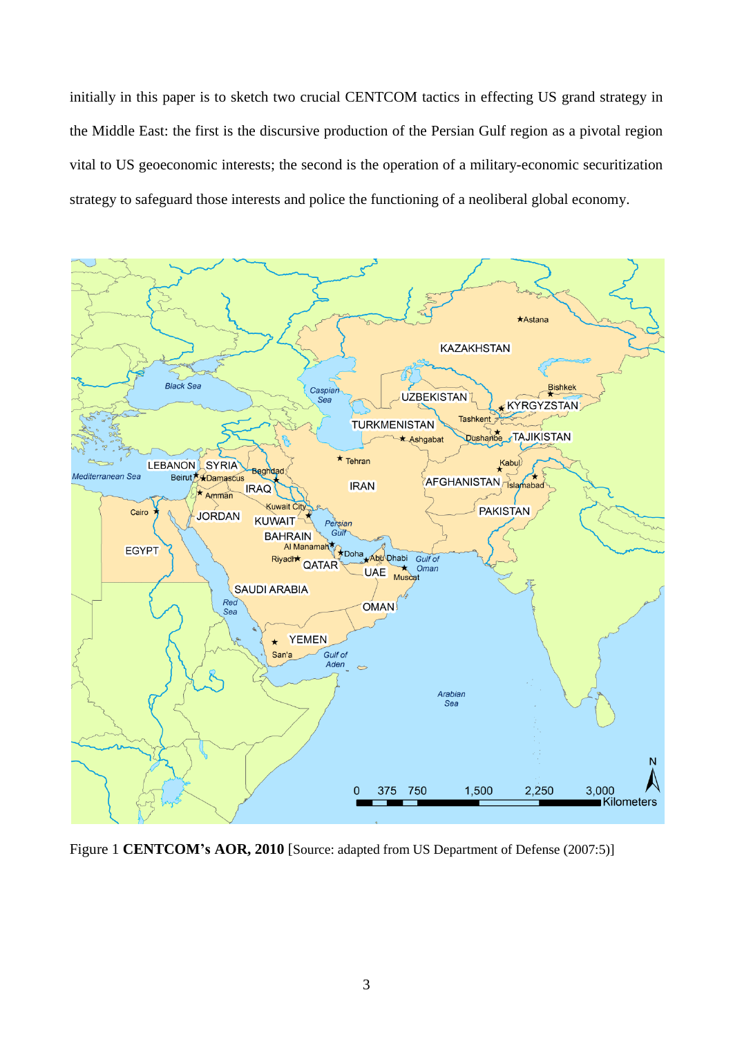initially in this paper is to sketch two crucial CENTCOM tactics in effecting US grand strategy in the Middle East: the first is the discursive production of the Persian Gulf region as a pivotal region vital to US geoeconomic interests; the second is the operation of a military-economic securitization strategy to safeguard those interests and police the functioning of a neoliberal global economy.

Figure 1 **CENTCOM's AOR, 2010** [Source: adapted from US Department of Defense (2007:5)]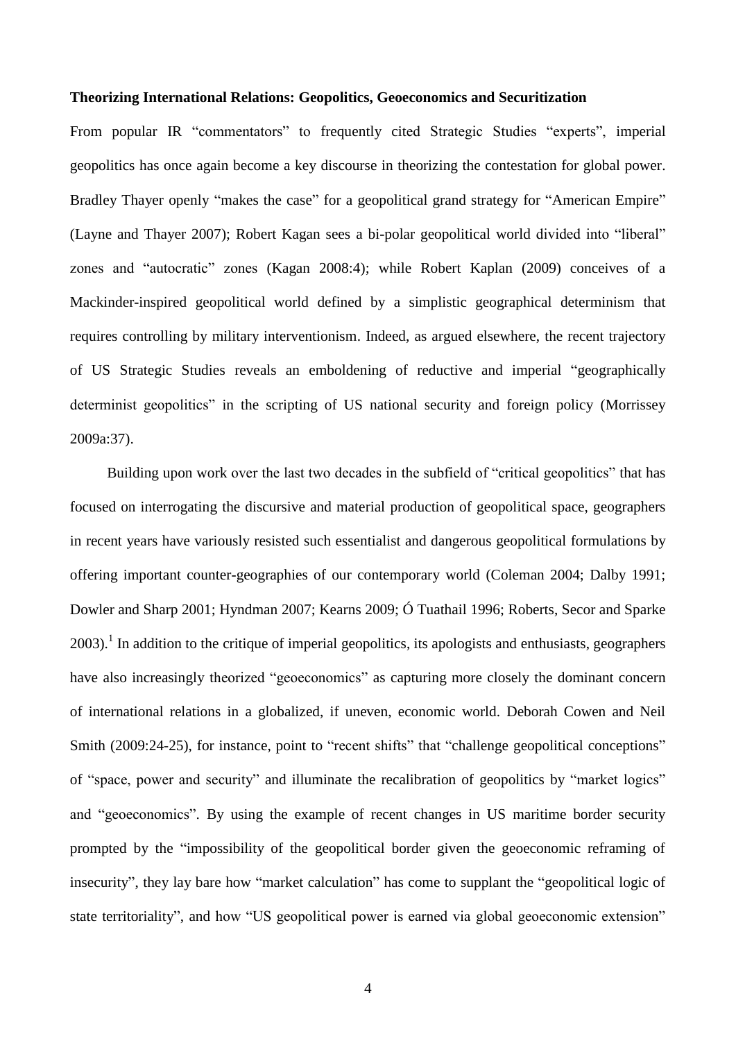**Theorizing International Relations: Geopolitics, Geoeconomics and Securitization**

From popular IR "commentators" to frequently cited Strategic Studies "experts", imperial geopolitics has once again become a key discourse in theorizing the contestation for global power. Bradley Thayer openly "makes the case" for a geopolitical grand strategy for "American Empire" (Layne and Thayer 2007); Robert Kagan sees a bi-polar geopolitical world divided into "liberal" zones and "autocratic" zones (Kagan 2008:4); while Robert Kaplan (2009) conceives of a Mackinder-inspired geopolitical world defined by a simplistic geographical determinism that requires controlling by military interventionism. Indeed, as argued elsewhere, the recent trajectory of US Strategic Studies reveals an emboldening of reductive and imperial "geographically determinist geopolitics" in the scripting of US national security and foreign policy (Morrissey 2009a:37).

Building upon work over the last two decades in the subfield of "critical geopolitics" that has focused on interrogating the discursive and material production of geopolitical space, geographers in recent years have variously resisted such essentialist and dangerous geopolitical formulations by offering important counter-geographies of our contemporary world (Coleman 2004; Dalby 1991; Dowler and Sharp 2001; Hyndman 2007; Kearns 2009; Ó Tuathail 1996; Roberts, Secor and Sparke 2003).[1] In addition to the critique of imperial geopolitics, its apologists and enthusiasts, geographers have also increasingly theorized "geoeconomics" as capturing more closely the dominant concern of international relations in a globalized, if uneven, economic world. Deborah Cowen and Neil Smith (2009:24-25), for instance, point to "recent shifts" that "challenge geopolitical conceptions" of "space, power and security" and illuminate the recalibration of geopolitics by "market logics" and "geoeconomics". By using the example of recent changes in US maritime border security prompted by the "impossibility of the geopolitical border given the geoeconomic reframing of insecurity", they lay bare how "market calculation" has come to supplant the "geopolitical logic of state territoriality", and how "US geopolitical power is earned via global geoeconomic extension"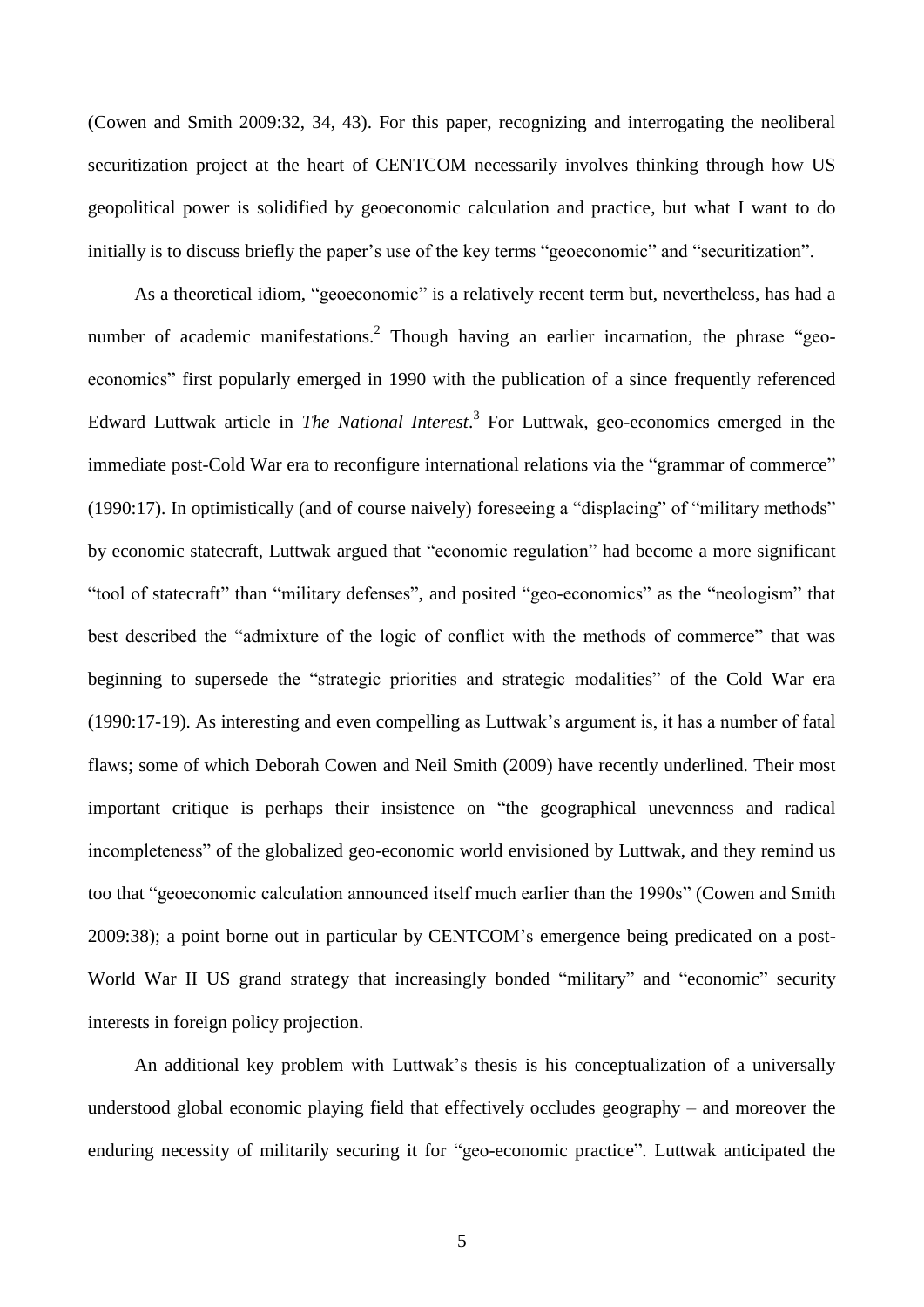(Cowen and Smith 2009:32, 34, 43). For this paper, recognizing and interrogating the neoliberal securitization project at the heart of CENTCOM necessarily involves thinking through how US geopolitical power is solidified by geoeconomic calculation and practice, but what I want to do initially is to discuss briefly the paper's use of the key terms "geoeconomic" and "securitization".

As a theoretical idiom, "geoeconomic" is a relatively recent term but, nevertheless, has had a number of academic manifestations.[2] Though having an earlier incarnation, the phrase "geo-economics" first popularly emerged in 1990 with the publication of a since frequently referenced Edward Luttwak article in *The National Interest*.[3] For Luttwak, geo-economics emerged in the immediate post-Cold War era to reconfigure international relations via the "grammar of commerce" (1990:17). In optimistically (and of course naively) foreseeing a "displacing" of "military methods" by economic statecraft, Luttwak argued that "economic regulation" had become a more significant "tool of statecraft" than "military defenses", and posited "geo-economics" as the "neologism" that best described the "admixture of the logic of conflict with the methods of commerce" that was beginning to supersede the "strategic priorities and strategic modalities" of the Cold War era (1990:17-19). As interesting and even compelling as Luttwak's argument is, it has a number of fatal flaws; some of which Deborah Cowen and Neil Smith (2009) have recently underlined. Their most important critique is perhaps their insistence on "the geographical unevenness and radical incompleteness" of the globalized geo-economic world envisioned by Luttwak, and they remind us too that "geoeconomic calculation announced itself much earlier than the 1990s" (Cowen and Smith 2009:38); a point borne out in particular by CENTCOM's emergence being predicated on a post-World War II US grand strategy that increasingly bonded "military" and "economic" security interests in foreign policy projection.

An additional key problem with Luttwak's thesis is his conceptualization of a universally understood global economic playing field that effectively occludes geography – and moreover the enduring necessity of militarily securing it for "geo-economic practice". Luttwak anticipated the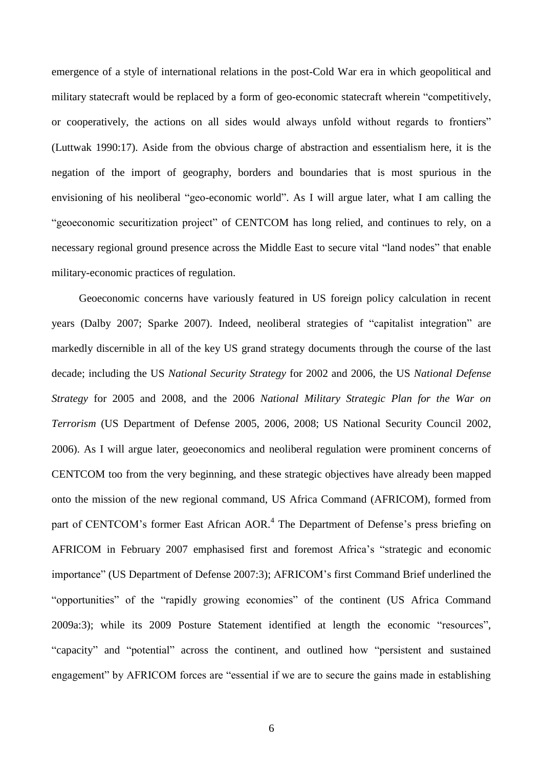emergence of a style of international relations in the post-Cold War era in which geopolitical and military statecraft would be replaced by a form of geo-economic statecraft wherein "competitively, or cooperatively, the actions on all sides would always unfold without regards to frontiers" (Luttwak 1990:17). Aside from the obvious charge of abstraction and essentialism here, it is the negation of the import of geography, borders and boundaries that is most spurious in the envisioning of his neoliberal "geo-economic world". As I will argue later, what I am calling the "geoeconomic securitization project" of CENTCOM has long relied, and continues to rely, on a necessary regional ground presence across the Middle East to secure vital "land nodes" that enable military-economic practices of regulation.

Geoeconomic concerns have variously featured in US foreign policy calculation in recent years (Dalby 2007; Sparke 2007). Indeed, neoliberal strategies of "capitalist integration" are markedly discernible in all of the key US grand strategy documents through the course of the last decade; including the US *National Security Strategy* for 2002 and 2006, the US *National Defense Strategy* for 2005 and 2008, and the 2006 *National Military Strategic Plan for the War on Terrorism* (US Department of Defense 2005, 2006, 2008; US National Security Council 2002, 2006). As I will argue later, geoeconomics and neoliberal regulation were prominent concerns of CENTCOM too from the very beginning, and these strategic objectives have already been mapped onto the mission of the new regional command, US Africa Command (AFRICOM), formed from part of CENTCOM's former East African AOR.[4] The Department of Defense's press briefing on AFRICOM in February 2007 emphasised first and foremost Africa's "strategic and economic importance" (US Department of Defense 2007:3); AFRICOM's first Command Brief underlined the "opportunities" of the "rapidly growing economies" of the continent (US Africa Command 2009a:3); while its 2009 Posture Statement identified at length the economic "resources", "capacity" and "potential" across the continent, and outlined how "persistent and sustained engagement" by AFRICOM forces are "essential if we are to secure the gains made in establishing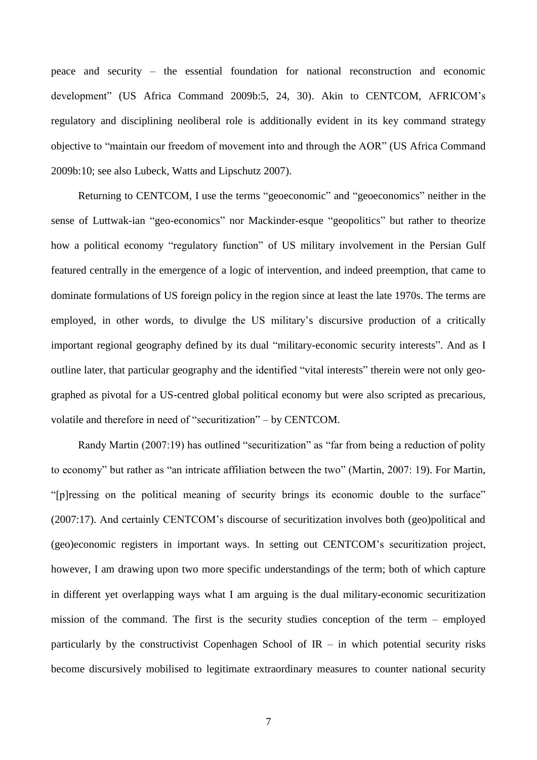peace and security – the essential foundation for national reconstruction and economic development" (US Africa Command 2009b:5, 24, 30). Akin to CENTCOM, AFRICOM's regulatory and disciplining neoliberal role is additionally evident in its key command strategy objective to "maintain our freedom of movement into and through the AOR" (US Africa Command 2009b:10; see also Lubeck, Watts and Lipschutz 2007).

Returning to CENTCOM, I use the terms "geoeconomic" and "geoeconomics" neither in the sense of Luttwak-ian "geo-economics" nor Mackinder-esque "geopolitics" but rather to theorize how a political economy "regulatory function" of US military involvement in the Persian Gulf featured centrally in the emergence of a logic of intervention, and indeed preemption, that came to dominate formulations of US foreign policy in the region since at least the late 1970s. The terms are employed, in other words, to divulge the US military's discursive production of a critically important regional geography defined by its dual "military-economic security interests". And as I outline later, that particular geography and the identified "vital interests" therein were not only geo-graphed as pivotal for a US-centred global political economy but were also scripted as precarious, volatile and therefore in need of "securitization" – by CENTCOM.

Randy Martin (2007:19) has outlined "securitization" as "far from being a reduction of polity to economy" but rather as "an intricate affiliation between the two" (Martin, 2007: 19). For Martin, "[p]ressing on the political meaning of security brings its economic double to the surface" (2007:17). And certainly CENTCOM's discourse of securitization involves both (geo)political and (geo)economic registers in important ways. In setting out CENTCOM's securitization project, however, I am drawing upon two more specific understandings of the term; both of which capture in different yet overlapping ways what I am arguing is the dual military-economic securitization mission of the command. The first is the security studies conception of the term – employed particularly by the constructivist Copenhagen School of IR – in which potential security risks become discursively mobilised to legitimate extraordinary measures to counter national security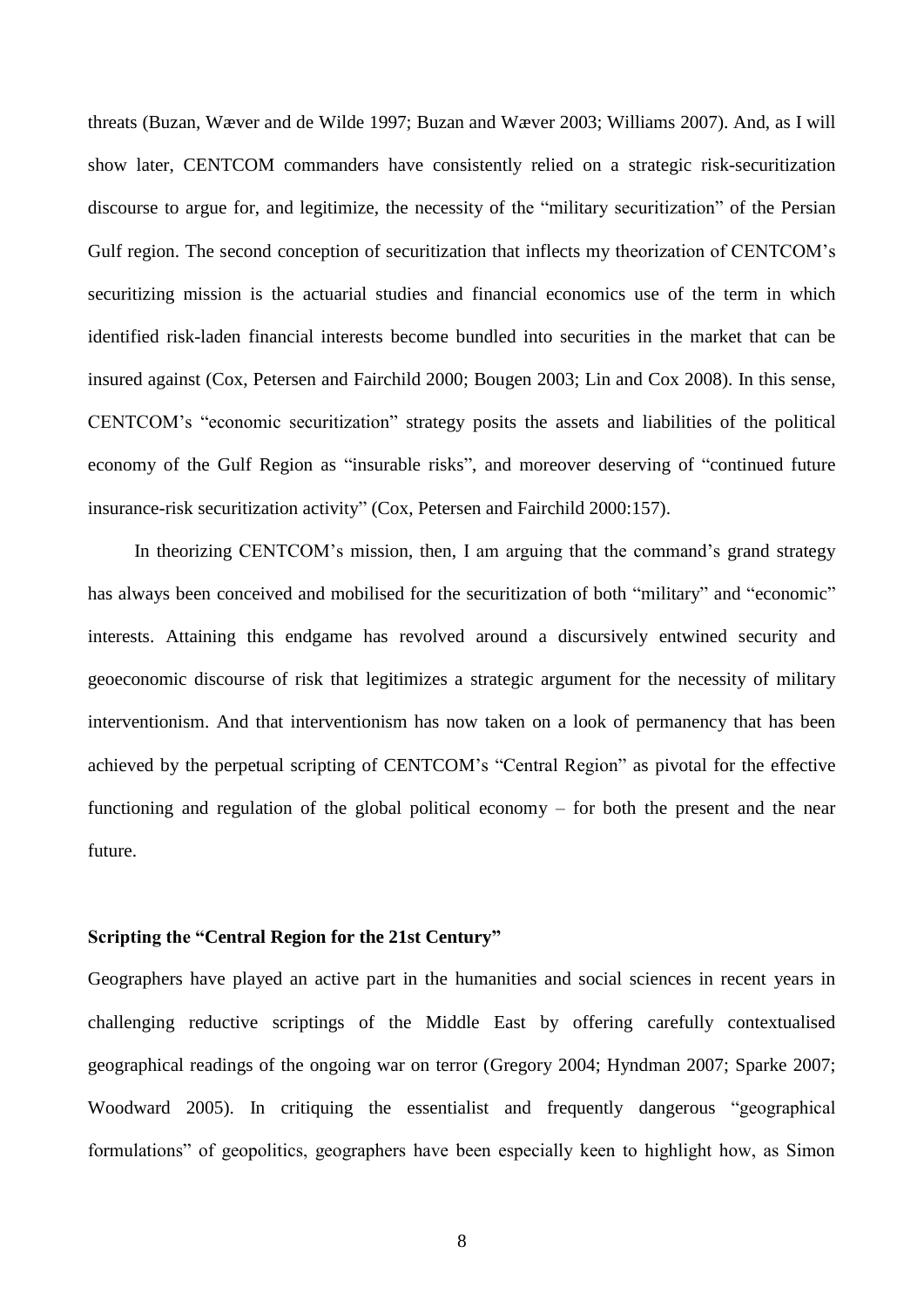threats (Buzan, Wæver and de Wilde 1997; Buzan and Wæver 2003; Williams 2007). And, as I will show later, CENTCOM commanders have consistently relied on a strategic risk-securitization discourse to argue for, and legitimize, the necessity of the "military securitization" of the Persian Gulf region. The second conception of securitization that inflects my theorization of CENTCOM's securitizing mission is the actuarial studies and financial economics use of the term in which identified risk-laden financial interests become bundled into securities in the market that can be insured against (Cox, Petersen and Fairchild 2000; Bougen 2003; Lin and Cox 2008). In this sense, CENTCOM's "economic securitization" strategy posits the assets and liabilities of the political economy of the Gulf Region as "insurable risks", and moreover deserving of "continued future insurance-risk securitization activity" (Cox, Petersen and Fairchild 2000:157).

In theorizing CENTCOM's mission, then, I am arguing that the command's grand strategy has always been conceived and mobilised for the securitization of both "military" and "economic" interests. Attaining this endgame has revolved around a discursively entwined security and geoeconomic discourse of risk that legitimizes a strategic argument for the necessity of military interventionism. And that interventionism has now taken on a look of permanency that has been achieved by the perpetual scripting of CENTCOM's "Central Region" as pivotal for the effective functioning and regulation of the global political economy – for both the present and the near future.

### Scripting the "Central Region for the 21st Century"

Geographers have played an active part in the humanities and social sciences in recent years in challenging reductive scriptings of the Middle East by offering carefully contextualised geographical readings of the ongoing war on terror (Gregory 2004; Hyndman 2007; Sparke 2007; Woodward 2005). In critiquing the essentialist and frequently dangerous "geographical formulations" of geopolitics, geographers have been especially keen to highlight how, as Simon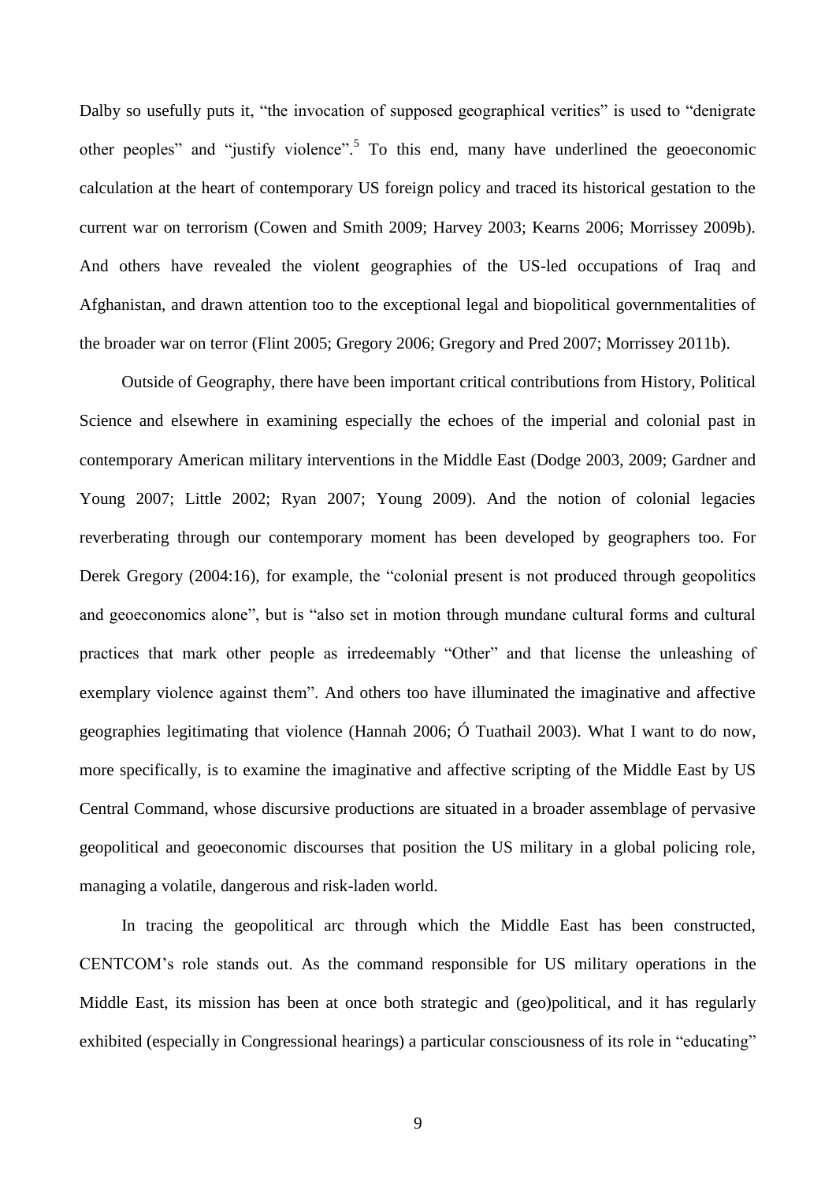Dalby so usefully puts it, "the invocation of supposed geographical verities" is used to "denigrate other peoples" and "justify violence".[5] To this end, many have underlined the geoeconomic calculation at the heart of contemporary US foreign policy and traced its historical gestation to the current war on terrorism (Cowen and Smith 2009; Harvey 2003; Kearns 2006; Morrissey 2009b). And others have revealed the violent geographies of the US-led occupations of Iraq and Afghanistan, and drawn attention too to the exceptional legal and biopolitical governmentalities of the broader war on terror (Flint 2005; Gregory 2006; Gregory and Pred 2007; Morrissey 2011b).

Outside of Geography, there have been important critical contributions from History, Political Science and elsewhere in examining especially the echoes of the imperial and colonial past in contemporary American military interventions in the Middle East (Dodge 2003, 2009; Gardner and Young 2007; Little 2002; Ryan 2007; Young 2009). And the notion of colonial legacies reverberating through our contemporary moment has been developed by geographers too. For Derek Gregory (2004:16), for example, the "colonial present is not produced through geopolitics and geoeconomics alone", but is "also set in motion through mundane cultural forms and cultural practices that mark other people as irredeemably "Other" and that license the unleashing of exemplary violence against them". And others too have illuminated the imaginative and affective geographies legitimating that violence (Hannah 2006; Ó Tuathail 2003). What I want to do now, more specifically, is to examine the imaginative and affective scripting of the Middle East by US Central Command, whose discursive productions are situated in a broader assemblage of pervasive geopolitical and geoeconomic discourses that position the US military in a global policing role, managing a volatile, dangerous and risk-laden world.

In tracing the geopolitical arc through which the Middle East has been constructed, CENTCOM's role stands out. As the command responsible for US military operations in the Middle East, its mission has been at once both strategic and (geo)political, and it has regularly exhibited (especially in Congressional hearings) a particular consciousness of its role in "educating"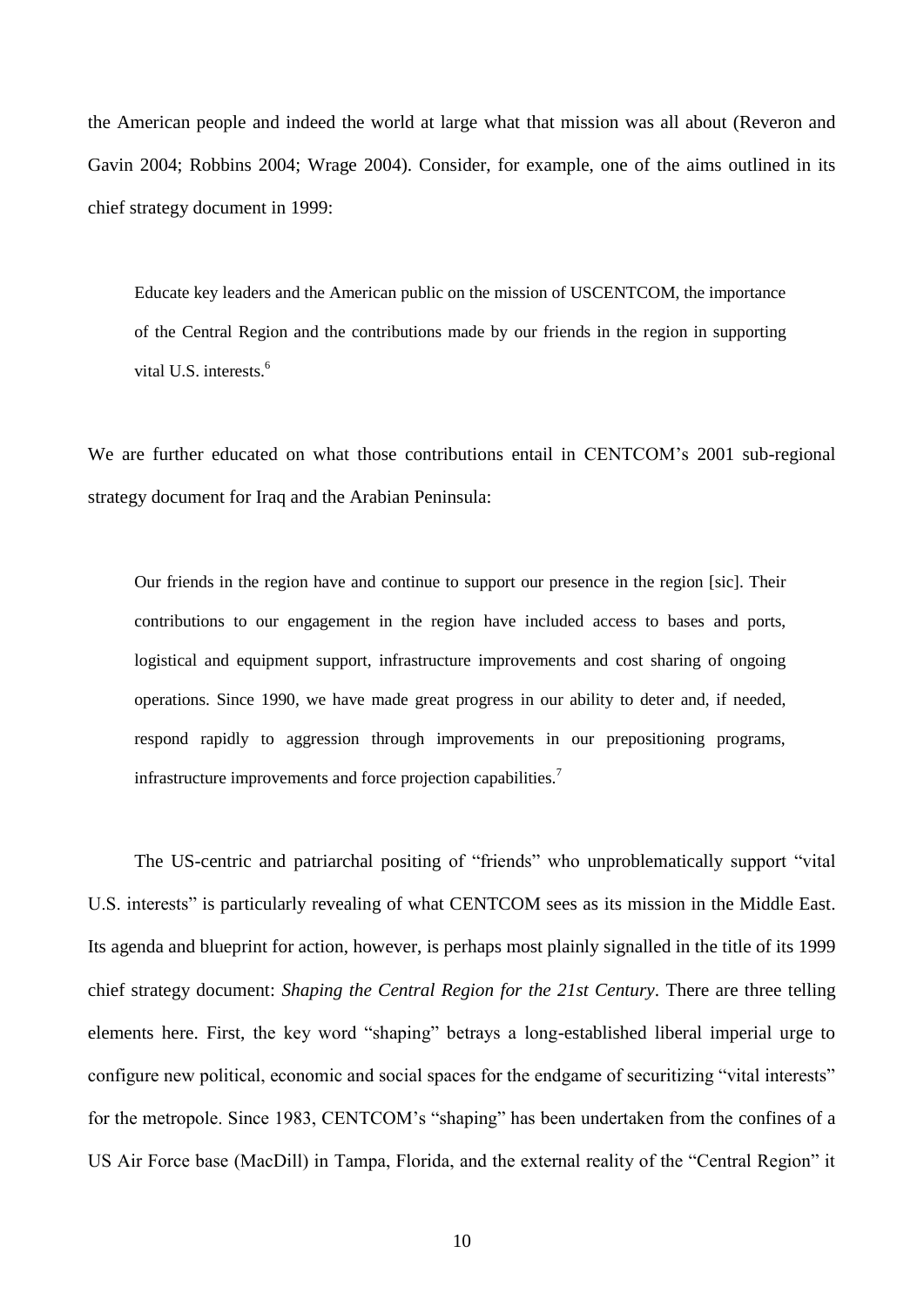the American people and indeed the world at large what that mission was all about (Reveron and Gavin 2004; Robbins 2004; Wrage 2004). Consider, for example, one of the aims outlined in its chief strategy document in 1999:

> Educate key leaders and the American public on the mission of USCENTCOM, the importance of the Central Region and the contributions made by our friends in the region in supporting vital U.S. interests.[6]

We are further educated on what those contributions entail in CENTCOM's 2001 sub-regional strategy document for Iraq and the Arabian Peninsula:

> Our friends in the region have and continue to support our presence in the region [sic]. Their contributions to our engagement in the region have included access to bases and ports, logistical and equipment support, infrastructure improvements and cost sharing of ongoing operations. Since 1990, we have made great progress in our ability to deter and, if needed, respond rapidly to aggression through improvements in our prepositioning programs, infrastructure improvements and force projection capabilities.[7]

The US-centric and patriarchal positing of "friends" who unproblematically support "vital U.S. interests" is particularly revealing of what CENTCOM sees as its mission in the Middle East. Its agenda and blueprint for action, however, is perhaps most plainly signalled in the title of its 1999 chief strategy document: *Shaping the Central Region for the 21st Century*. There are three telling elements here. First, the key word "shaping" betrays a long-established liberal imperial urge to configure new political, economic and social spaces for the endgame of securitizing "vital interests" for the metropole. Since 1983, CENTCOM's "shaping" has been undertaken from the confines of a US Air Force base (MacDill) in Tampa, Florida, and the external reality of the "Central Region" it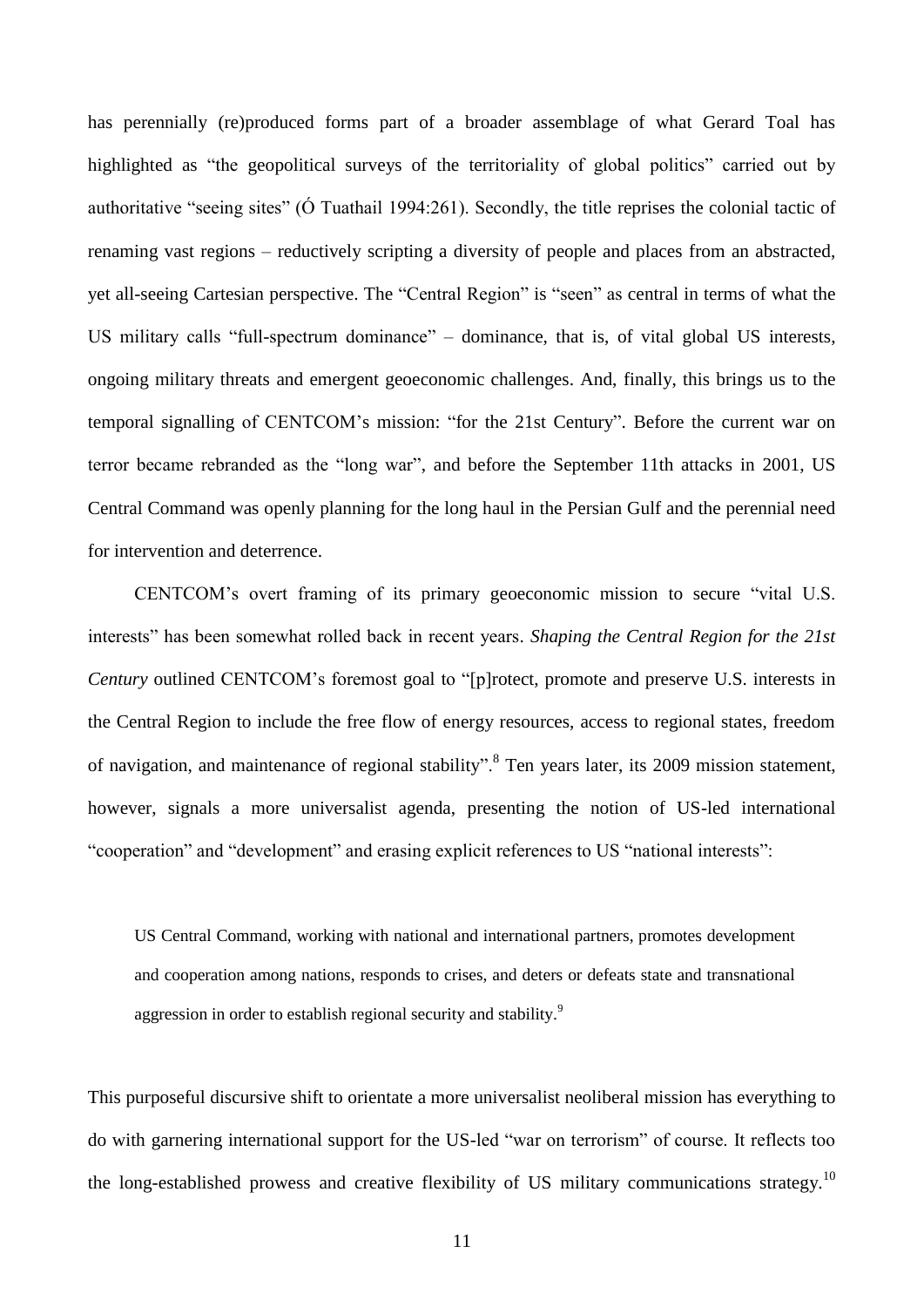has perennially (re)produced forms part of a broader assemblage of what Gerard Toal has highlighted as "the geopolitical surveys of the territoriality of global politics" carried out by authoritative "seeing sites" (Ó Tuathail 1994:261). Secondly, the title reprises the colonial tactic of renaming vast regions – reductively scripting a diversity of people and places from an abstracted, yet all-seeing Cartesian perspective. The "Central Region" is "seen" as central in terms of what the US military calls "full-spectrum dominance" – dominance, that is, of vital global US interests, ongoing military threats and emergent geoeconomic challenges. And, finally, this brings us to the temporal signalling of CENTCOM's mission: "for the 21st Century". Before the current war on terror became rebranded as the "long war", and before the September 11th attacks in 2001, US Central Command was openly planning for the long haul in the Persian Gulf and the perennial need for intervention and deterrence.

CENTCOM's overt framing of its primary geoeconomic mission to secure "vital U.S. interests" has been somewhat rolled back in recent years. *Shaping the Central Region for the 21st Century* outlined CENTCOM's foremost goal to "[p]rotect, promote and preserve U.S. interests in the Central Region to include the free flow of energy resources, access to regional states, freedom of navigation, and maintenance of regional stability".[8] Ten years later, its 2009 mission statement, however, signals a more universalist agenda, presenting the notion of US-led international "cooperation" and "development" and erasing explicit references to US "national interests":

> US Central Command, working with national and international partners, promotes development and cooperation among nations, responds to crises, and deters or defeats state and transnational aggression in order to establish regional security and stability.[9]

This purposeful discursive shift to orientate a more universalist neoliberal mission has everything to do with garnering international support for the US-led "war on terrorism" of course. It reflects too the long-established prowess and creative flexibility of US military communications strategy.[10]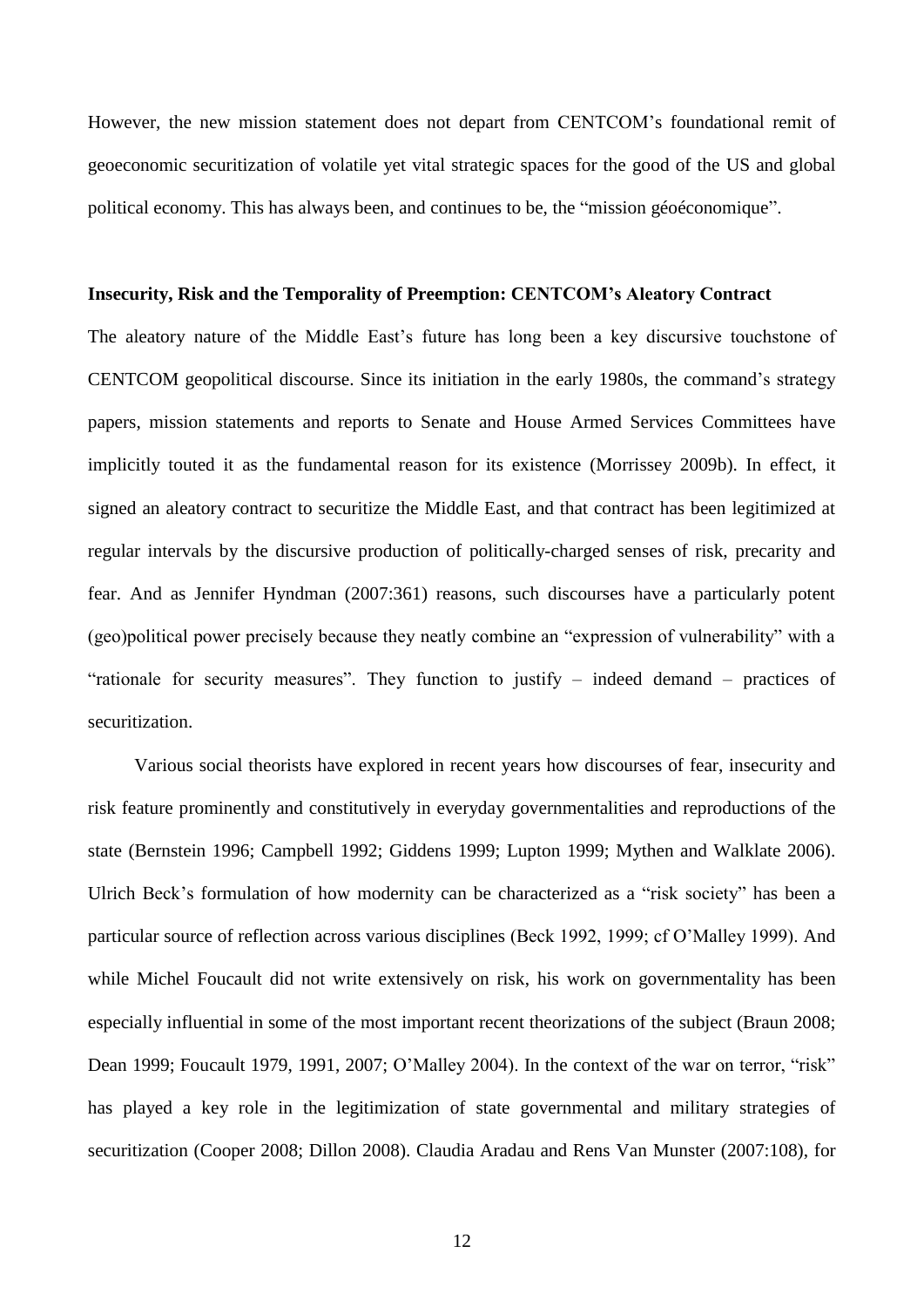However, the new mission statement does not depart from CENTCOM's foundational remit of geoeconomic securitization of volatile yet vital strategic spaces for the good of the US and global political economy. This has always been, and continues to be, the "mission géoéconomique".

**Insecurity, Risk and the Temporality of Preemption: CENTCOM's Aleatory Contract**

The aleatory nature of the Middle East's future has long been a key discursive touchstone of CENTCOM geopolitical discourse. Since its initiation in the early 1980s, the command's strategy papers, mission statements and reports to Senate and House Armed Services Committees have implicitly touted it as the fundamental reason for its existence (Morrissey 2009b). In effect, it signed an aleatory contract to securitize the Middle East, and that contract has been legitimized at regular intervals by the discursive production of politically-charged senses of risk, precarity and fear. And as Jennifer Hyndman (2007:361) reasons, such discourses have a particularly potent (geo)political power precisely because they neatly combine an "expression of vulnerability" with a "rationale for security measures". They function to justify – indeed demand – practices of securitization.

Various social theorists have explored in recent years how discourses of fear, insecurity and risk feature prominently and constitutively in everyday governmentalities and reproductions of the state (Bernstein 1996; Campbell 1992; Giddens 1999; Lupton 1999; Mythen and Walklate 2006). Ulrich Beck's formulation of how modernity can be characterized as a "risk society" has been a particular source of reflection across various disciplines (Beck 1992, 1999; cf O'Malley 1999). And while Michel Foucault did not write extensively on risk, his work on governmentality has been especially influential in some of the most important recent theorizations of the subject (Braun 2008; Dean 1999; Foucault 1979, 1991, 2007; O'Malley 2004). In the context of the war on terror, "risk" has played a key role in the legitimization of state governmental and military strategies of securitization (Cooper 2008; Dillon 2008). Claudia Aradau and Rens Van Munster (2007:108), for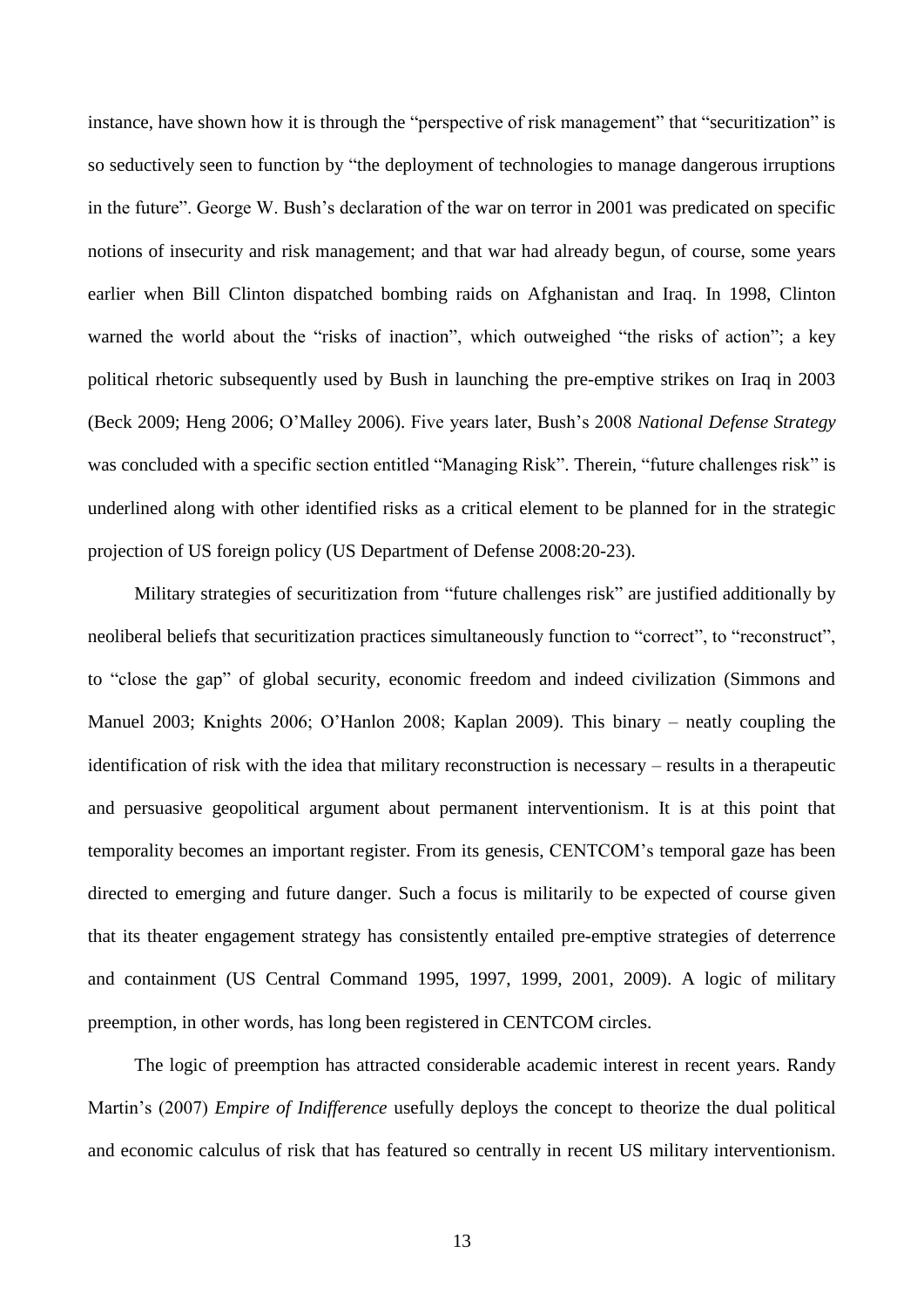instance, have shown how it is through the "perspective of risk management" that "securitization" is so seductively seen to function by "the deployment of technologies to manage dangerous irruptions in the future". George W. Bush's declaration of the war on terror in 2001 was predicated on specific notions of insecurity and risk management; and that war had already begun, of course, some years earlier when Bill Clinton dispatched bombing raids on Afghanistan and Iraq. In 1998, Clinton warned the world about the "risks of inaction", which outweighed "the risks of action"; a key political rhetoric subsequently used by Bush in launching the pre-emptive strikes on Iraq in 2003 (Beck 2009; Heng 2006; O'Malley 2006). Five years later, Bush's 2008 *National Defense Strategy* was concluded with a specific section entitled "Managing Risk". Therein, "future challenges risk" is underlined along with other identified risks as a critical element to be planned for in the strategic projection of US foreign policy (US Department of Defense 2008:20-23).

Military strategies of securitization from "future challenges risk" are justified additionally by neoliberal beliefs that securitization practices simultaneously function to "correct", to "reconstruct", to "close the gap" of global security, economic freedom and indeed civilization (Simmons and Manuel 2003; Knights 2006; O'Hanlon 2008; Kaplan 2009). This binary – neatly coupling the identification of risk with the idea that military reconstruction is necessary – results in a therapeutic and persuasive geopolitical argument about permanent interventionism. It is at this point that temporality becomes an important register. From its genesis, CENTCOM's temporal gaze has been directed to emerging and future danger. Such a focus is militarily to be expected of course given that its theater engagement strategy has consistently entailed pre-emptive strategies of deterrence and containment (US Central Command 1995, 1997, 1999, 2001, 2009). A logic of military preemption, in other words, has long been registered in CENTCOM circles.

The logic of preemption has attracted considerable academic interest in recent years. Randy Martin's (2007) *Empire of Indifference* usefully deploys the concept to theorize the dual political and economic calculus of risk that has featured so centrally in recent US military interventionism.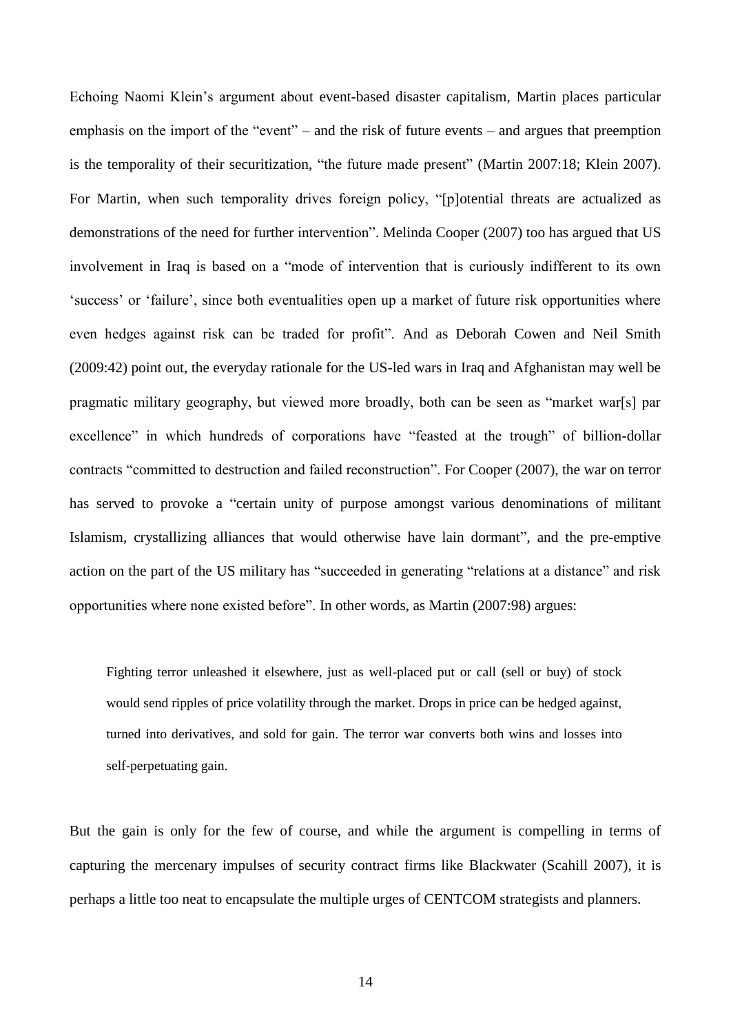Echoing Naomi Klein's argument about event-based disaster capitalism, Martin places particular emphasis on the import of the "event" – and the risk of future events – and argues that preemption is the temporality of their securitization, "the future made present" (Martin 2007:18; Klein 2007). For Martin, when such temporality drives foreign policy, "[p]otential threats are actualized as demonstrations of the need for further intervention". Melinda Cooper (2007) too has argued that US involvement in Iraq is based on a "mode of intervention that is curiously indifferent to its own 'success' or 'failure', since both eventualities open up a market of future risk opportunities where even hedges against risk can be traded for profit". And as Deborah Cowen and Neil Smith (2009:42) point out, the everyday rationale for the US-led wars in Iraq and Afghanistan may well be pragmatic military geography, but viewed more broadly, both can be seen as "market war[s] par excellence" in which hundreds of corporations have "feasted at the trough" of billion-dollar contracts "committed to destruction and failed reconstruction". For Cooper (2007), the war on terror has served to provoke a "certain unity of purpose amongst various denominations of militant Islamism, crystallizing alliances that would otherwise have lain dormant", and the pre-emptive action on the part of the US military has "succeeded in generating "relations at a distance" and risk opportunities where none existed before". In other words, as Martin (2007:98) argues:

> Fighting terror unleashed it elsewhere, just as well-placed put or call (sell or buy) of stock would send ripples of price volatility through the market. Drops in price can be hedged against, turned into derivatives, and sold for gain. The terror war converts both wins and losses into self-perpetuating gain.

But the gain is only for the few of course, and while the argument is compelling in terms of capturing the mercenary impulses of security contract firms like Blackwater (Scahill 2007), it is perhaps a little too neat to encapsulate the multiple urges of CENTCOM strategists and planners.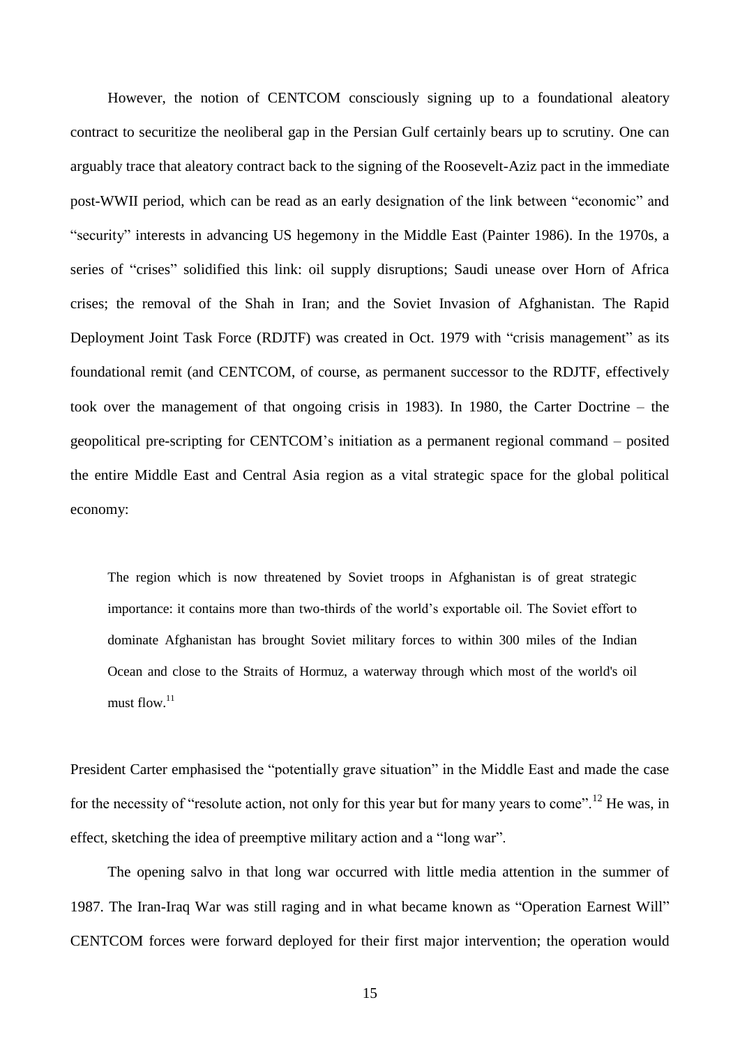However, the notion of CENTCOM consciously signing up to a foundational aleatory contract to securitize the neoliberal gap in the Persian Gulf certainly bears up to scrutiny. One can arguably trace that aleatory contract back to the signing of the Roosevelt-Aziz pact in the immediate post-WWII period, which can be read as an early designation of the link between "economic" and "security" interests in advancing US hegemony in the Middle East (Painter 1986). In the 1970s, a series of "crises" solidified this link: oil supply disruptions; Saudi unease over Horn of Africa crises; the removal of the Shah in Iran; and the Soviet Invasion of Afghanistan. The Rapid Deployment Joint Task Force (RDJTF) was created in Oct. 1979 with "crisis management" as its foundational remit (and CENTCOM, of course, as permanent successor to the RDJTF, effectively took over the management of that ongoing crisis in 1983). In 1980, the Carter Doctrine – the geopolitical pre-scripting for CENTCOM's initiation as a permanent regional command – posited the entire Middle East and Central Asia region as a vital strategic space for the global political economy:

> The region which is now threatened by Soviet troops in Afghanistan is of great strategic importance: it contains more than two-thirds of the world's exportable oil. The Soviet effort to dominate Afghanistan has brought Soviet military forces to within 300 miles of the Indian Ocean and close to the Straits of Hormuz, a waterway through which most of the world's oil must flow.[11]

President Carter emphasised the "potentially grave situation" in the Middle East and made the case for the necessity of "resolute action, not only for this year but for many years to come".[12] He was, in effect, sketching the idea of preemptive military action and a "long war".

The opening salvo in that long war occurred with little media attention in the summer of 1987. The Iran-Iraq War was still raging and in what became known as "Operation Earnest Will" CENTCOM forces were forward deployed for their first major intervention; the operation would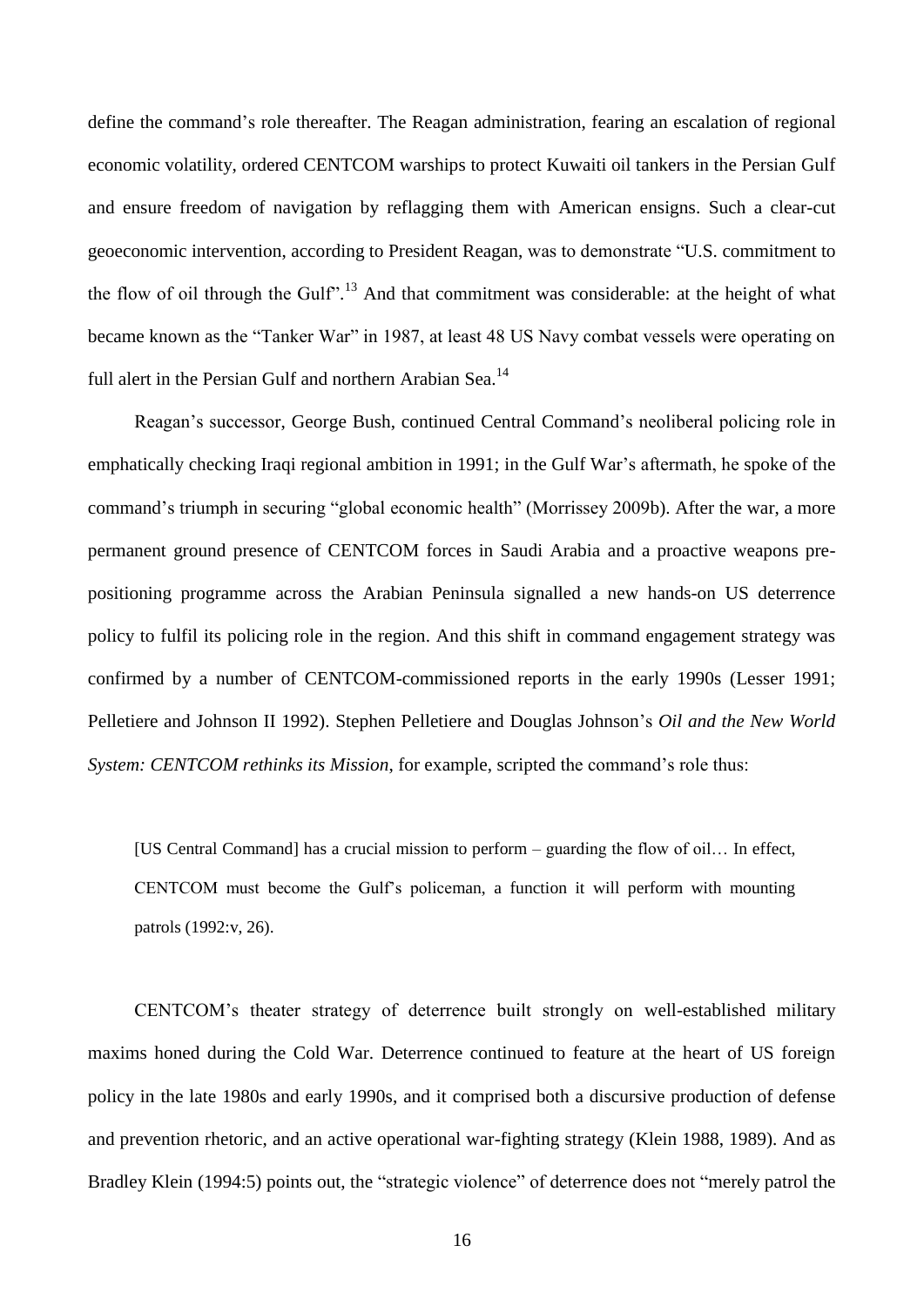define the command's role thereafter. The Reagan administration, fearing an escalation of regional economic volatility, ordered CENTCOM warships to protect Kuwaiti oil tankers in the Persian Gulf and ensure freedom of navigation by reflagging them with American ensigns. Such a clear-cut geoeconomic intervention, according to President Reagan, was to demonstrate "U.S. commitment to the flow of oil through the Gulf".[13] And that commitment was considerable: at the height of what became known as the "Tanker War" in 1987, at least 48 US Navy combat vessels were operating on full alert in the Persian Gulf and northern Arabian Sea.[14]

Reagan's successor, George Bush, continued Central Command's neoliberal policing role in emphatically checking Iraqi regional ambition in 1991; in the Gulf War's aftermath, he spoke of the command's triumph in securing "global economic health" (Morrissey 2009b). After the war, a more permanent ground presence of CENTCOM forces in Saudi Arabia and a proactive weapons pre-positioning programme across the Arabian Peninsula signalled a new hands-on US deterrence policy to fulfil its policing role in the region. And this shift in command engagement strategy was confirmed by a number of CENTCOM-commissioned reports in the early 1990s (Lesser 1991; Pelletiere and Johnson II 1992). Stephen Pelletiere and Douglas Johnson's *Oil and the New World System: CENTCOM rethinks its Mission*, for example, scripted the command's role thus:

> [US Central Command] has a crucial mission to perform – guarding the flow of oil… In effect, CENTCOM must become the Gulf's policeman, a function it will perform with mounting patrols (1992:v, 26).

CENTCOM's theater strategy of deterrence built strongly on well-established military maxims honed during the Cold War. Deterrence continued to feature at the heart of US foreign policy in the late 1980s and early 1990s, and it comprised both a discursive production of defense and prevention rhetoric, and an active operational war-fighting strategy (Klein 1988, 1989). And as Bradley Klein (1994:5) points out, the "strategic violence" of deterrence does not "merely patrol the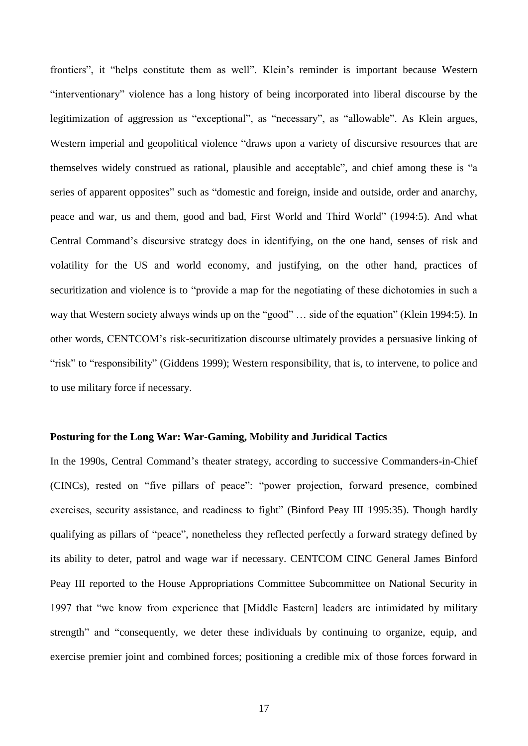frontiers", it "helps constitute them as well". Klein's reminder is important because Western "interventionary" violence has a long history of being incorporated into liberal discourse by the legitimization of aggression as "exceptional", as "necessary", as "allowable". As Klein argues, Western imperial and geopolitical violence "draws upon a variety of discursive resources that are themselves widely construed as rational, plausible and acceptable", and chief among these is "a series of apparent opposites" such as "domestic and foreign, inside and outside, order and anarchy, peace and war, us and them, good and bad, First World and Third World" (1994:5). And what Central Command's discursive strategy does in identifying, on the one hand, senses of risk and volatility for the US and world economy, and justifying, on the other hand, practices of securitization and violence is to "provide a map for the negotiating of these dichotomies in such a way that Western society always winds up on the "good" … side of the equation" (Klein 1994:5). In other words, CENTCOM's risk-securitization discourse ultimately provides a persuasive linking of "risk" to "responsibility" (Giddens 1999); Western responsibility, that is, to intervene, to police and to use military force if necessary.

**Posturing for the Long War: War-Gaming, Mobility and Juridical Tactics**

In the 1990s, Central Command's theater strategy, according to successive Commanders-in-Chief (CINCs), rested on "five pillars of peace": "power projection, forward presence, combined exercises, security assistance, and readiness to fight" (Binford Peay III 1995:35). Though hardly qualifying as pillars of "peace", nonetheless they reflected perfectly a forward strategy defined by its ability to deter, patrol and wage war if necessary. CENTCOM CINC General James Binford Peay III reported to the House Appropriations Committee Subcommittee on National Security in 1997 that "we know from experience that [Middle Eastern] leaders are intimidated by military strength" and "consequently, we deter these individuals by continuing to organize, equip, and exercise premier joint and combined forces; positioning a credible mix of those forces forward in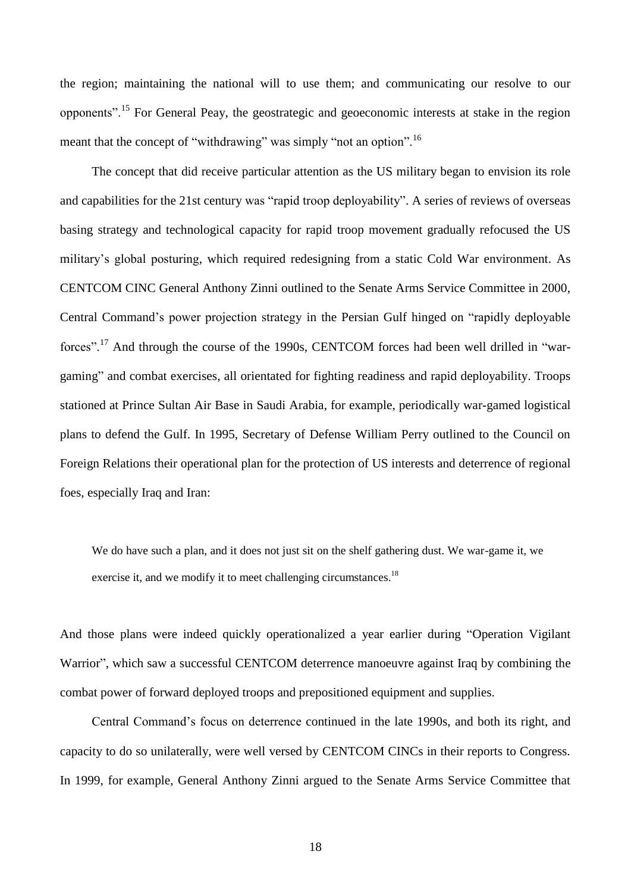the region; maintaining the national will to use them; and communicating our resolve to our opponents".[15] For General Peay, the geostrategic and geoeconomic interests at stake in the region meant that the concept of "withdrawing" was simply "not an option".[16]

The concept that did receive particular attention as the US military began to envision its role and capabilities for the 21st century was "rapid troop deployability". A series of reviews of overseas basing strategy and technological capacity for rapid troop movement gradually refocused the US military's global posturing, which required redesigning from a static Cold War environment. As CENTCOM CINC General Anthony Zinni outlined to the Senate Arms Service Committee in 2000, Central Command's power projection strategy in the Persian Gulf hinged on "rapidly deployable forces".[17] And through the course of the 1990s, CENTCOM forces had been well drilled in "war-gaming" and combat exercises, all orientated for fighting readiness and rapid deployability. Troops stationed at Prince Sultan Air Base in Saudi Arabia, for example, periodically war-gamed logistical plans to defend the Gulf. In 1995, Secretary of Defense William Perry outlined to the Council on Foreign Relations their operational plan for the protection of US interests and deterrence of regional foes, especially Iraq and Iran:

> We do have such a plan, and it does not just sit on the shelf gathering dust. We war-game it, we exercise it, and we modify it to meet challenging circumstances.[18]

And those plans were indeed quickly operationalized a year earlier during "Operation Vigilant Warrior", which saw a successful CENTCOM deterrence manoeuvre against Iraq by combining the combat power of forward deployed troops and prepositioned equipment and supplies.

Central Command's focus on deterrence continued in the late 1990s, and both its right, and capacity to do so unilaterally, were well versed by CENTCOM CINCs in their reports to Congress. In 1999, for example, General Anthony Zinni argued to the Senate Arms Service Committee that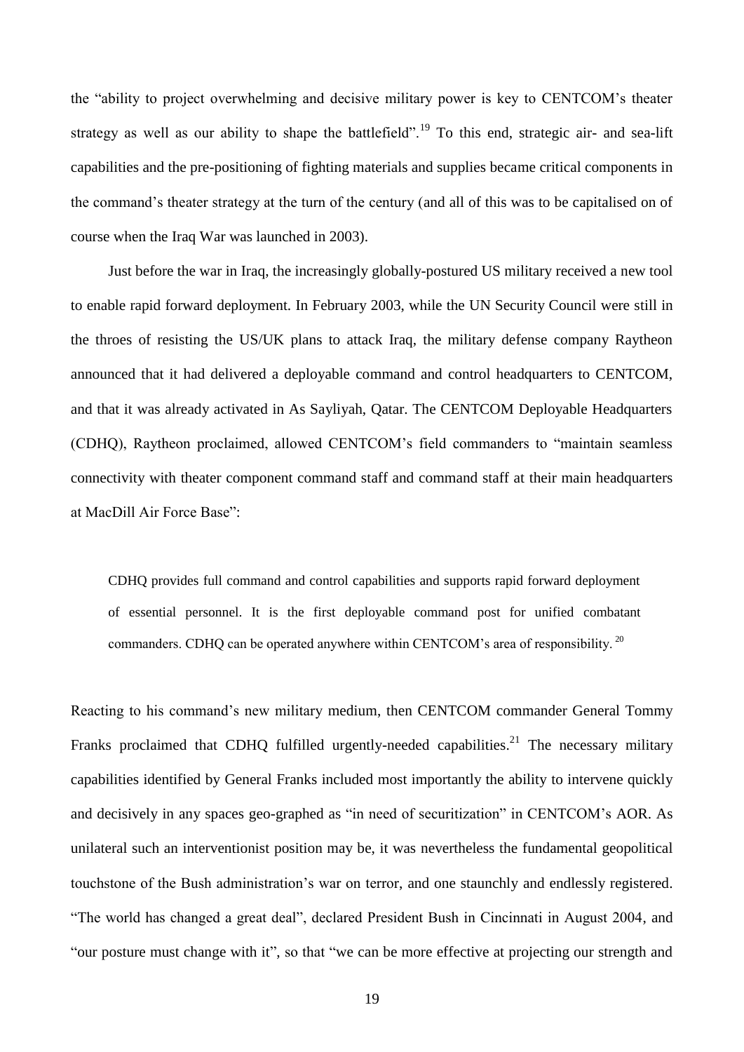the "ability to project overwhelming and decisive military power is key to CENTCOM's theater strategy as well as our ability to shape the battlefield".[19] To this end, strategic air- and sea-lift capabilities and the pre-positioning of fighting materials and supplies became critical components in the command's theater strategy at the turn of the century (and all of this was to be capitalised on of course when the Iraq War was launched in 2003).

Just before the war in Iraq, the increasingly globally-postured US military received a new tool to enable rapid forward deployment. In February 2003, while the UN Security Council were still in the throes of resisting the US/UK plans to attack Iraq, the military defense company Raytheon announced that it had delivered a deployable command and control headquarters to CENTCOM, and that it was already activated in As Sayliyah, Qatar. The CENTCOM Deployable Headquarters (CDHQ), Raytheon proclaimed, allowed CENTCOM's field commanders to "maintain seamless connectivity with theater component command staff and command staff at their main headquarters at MacDill Air Force Base":

> CDHQ provides full command and control capabilities and supports rapid forward deployment of essential personnel. It is the first deployable command post for unified combatant commanders. CDHQ can be operated anywhere within CENTCOM's area of responsibility. [20]

Reacting to his command's new military medium, then CENTCOM commander General Tommy Franks proclaimed that CDHQ fulfilled urgently-needed capabilities.[21] The necessary military capabilities identified by General Franks included most importantly the ability to intervene quickly and decisively in any spaces geo-graphed as "in need of securitization" in CENTCOM's AOR. As unilateral such an interventionist position may be, it was nevertheless the fundamental geopolitical touchstone of the Bush administration's war on terror, and one staunchly and endlessly registered. "The world has changed a great deal", declared President Bush in Cincinnati in August 2004, and "our posture must change with it", so that "we can be more effective at projecting our strength and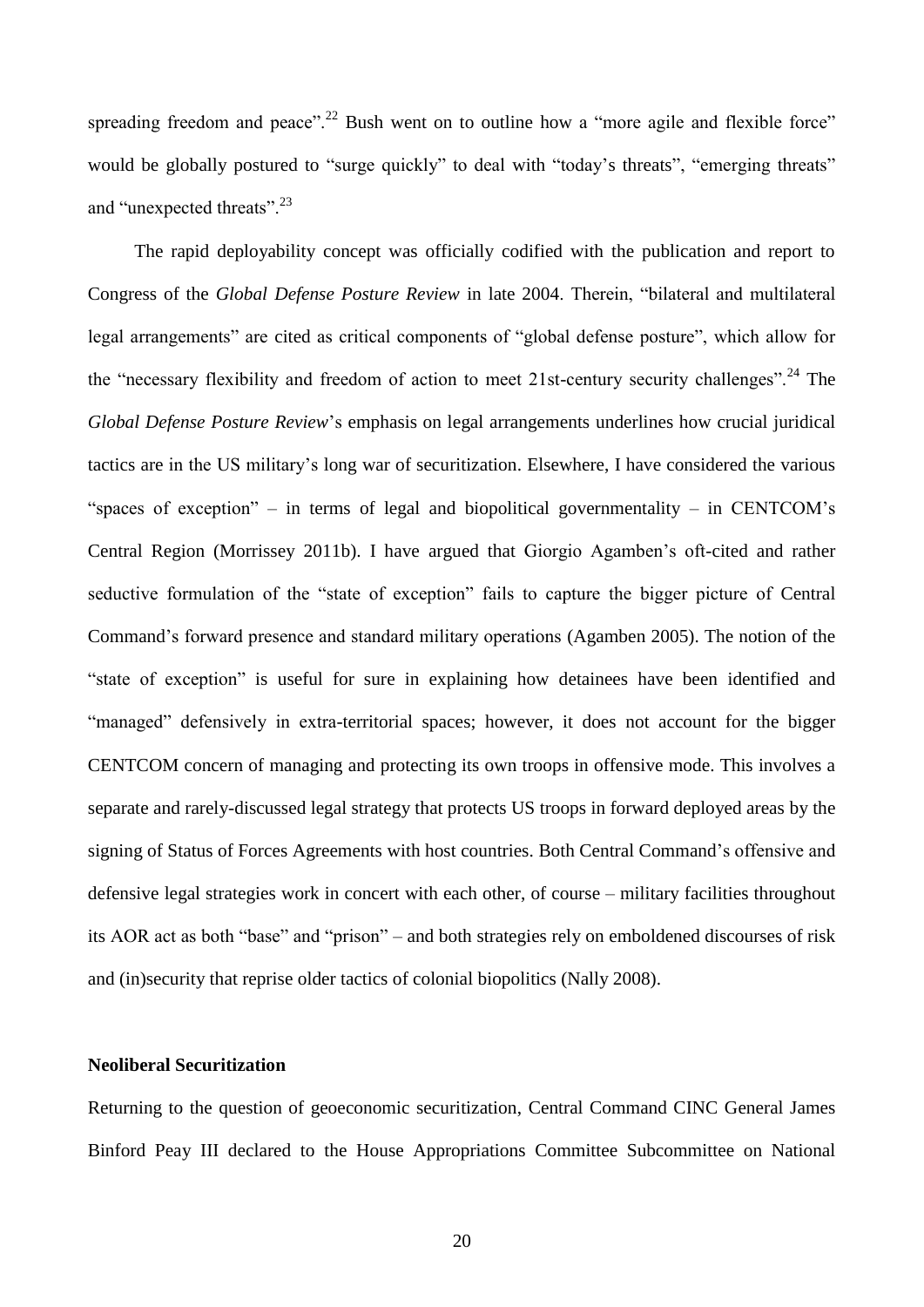spreading freedom and peace".[22] Bush went on to outline how a "more agile and flexible force" would be globally postured to "surge quickly" to deal with "today's threats", "emerging threats" and "unexpected threats".[23]

The rapid deployability concept was officially codified with the publication and report to Congress of the *Global Defense Posture Review* in late 2004. Therein, "bilateral and multilateral legal arrangements" are cited as critical components of "global defense posture", which allow for the "necessary flexibility and freedom of action to meet 21st-century security challenges".[24] The *Global Defense Posture Review*'s emphasis on legal arrangements underlines how crucial juridical tactics are in the US military's long war of securitization. Elsewhere, I have considered the various "spaces of exception" – in terms of legal and biopolitical governmentality – in CENTCOM's Central Region (Morrissey 2011b). I have argued that Giorgio Agamben's oft-cited and rather seductive formulation of the "state of exception" fails to capture the bigger picture of Central Command's forward presence and standard military operations (Agamben 2005). The notion of the "state of exception" is useful for sure in explaining how detainees have been identified and "managed" defensively in extra-territorial spaces; however, it does not account for the bigger CENTCOM concern of managing and protecting its own troops in offensive mode. This involves a separate and rarely-discussed legal strategy that protects US troops in forward deployed areas by the signing of Status of Forces Agreements with host countries. Both Central Command's offensive and defensive legal strategies work in concert with each other, of course – military facilities throughout its AOR act as both "base" and "prison" – and both strategies rely on emboldened discourses of risk and (in)security that reprise older tactics of colonial biopolitics (Nally 2008).

### Neoliberal Securitization

Returning to the question of geoeconomic securitization, Central Command CINC General James Binford Peay III declared to the House Appropriations Committee Subcommittee on National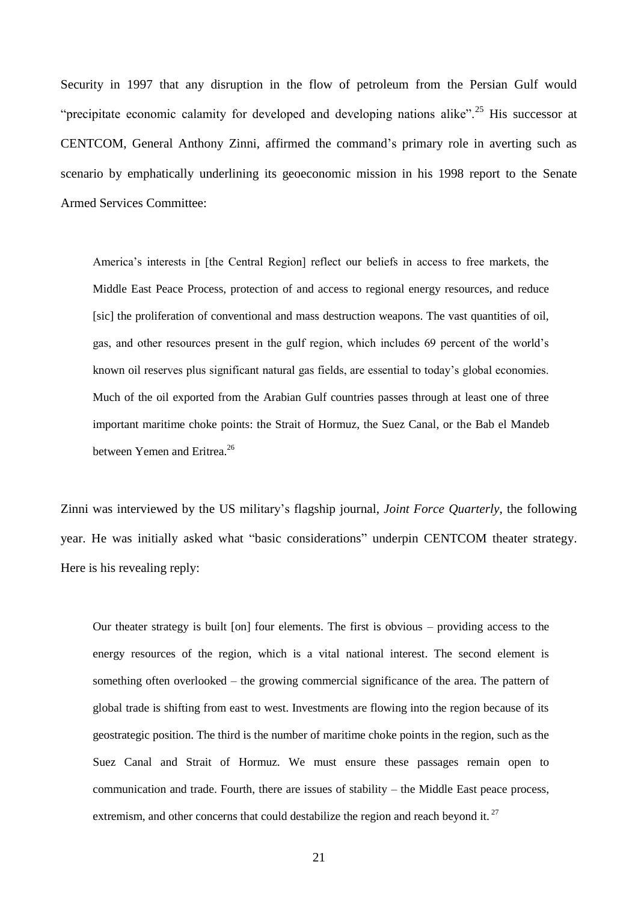Security in 1997 that any disruption in the flow of petroleum from the Persian Gulf would "precipitate economic calamity for developed and developing nations alike".[25] His successor at CENTCOM, General Anthony Zinni, affirmed the command's primary role in averting such as scenario by emphatically underlining its geoeconomic mission in his 1998 report to the Senate Armed Services Committee:

> America's interests in [the Central Region] reflect our beliefs in access to free markets, the Middle East Peace Process, protection of and access to regional energy resources, and reduce [sic] the proliferation of conventional and mass destruction weapons. The vast quantities of oil, gas, and other resources present in the gulf region, which includes 69 percent of the world's known oil reserves plus significant natural gas fields, are essential to today's global economies. Much of the oil exported from the Arabian Gulf countries passes through at least one of three important maritime choke points: the Strait of Hormuz, the Suez Canal, or the Bab el Mandeb between Yemen and Eritrea.[26]

Zinni was interviewed by the US military's flagship journal, *Joint Force Quarterly*, the following year. He was initially asked what "basic considerations" underpin CENTCOM theater strategy. Here is his revealing reply:

> Our theater strategy is built [on] four elements. The first is obvious – providing access to the energy resources of the region, which is a vital national interest. The second element is something often overlooked – the growing commercial significance of the area. The pattern of global trade is shifting from east to west. Investments are flowing into the region because of its geostrategic position. The third is the number of maritime choke points in the region, such as the Suez Canal and Strait of Hormuz. We must ensure these passages remain open to communication and trade. Fourth, there are issues of stability – the Middle East peace process, extremism, and other concerns that could destabilize the region and reach beyond it.[27]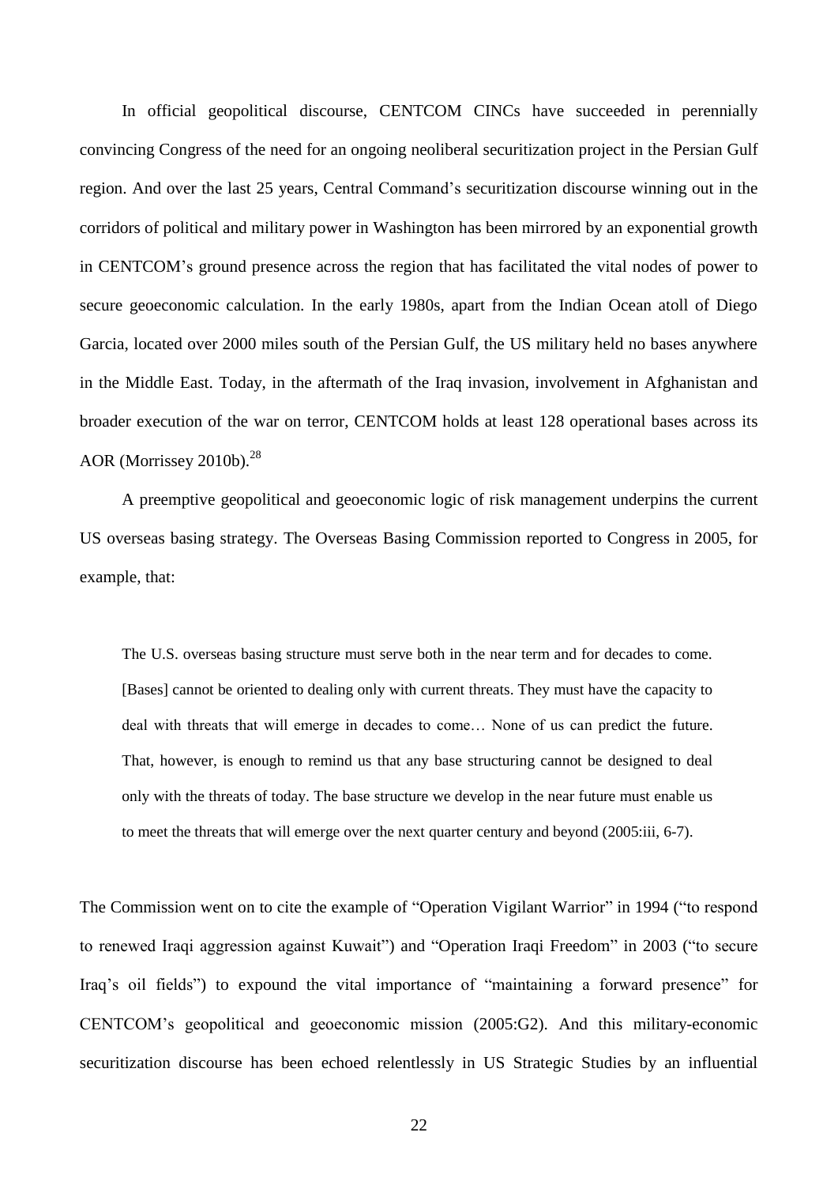In official geopolitical discourse, CENTCOM CINCs have succeeded in perennially convincing Congress of the need for an ongoing neoliberal securitization project in the Persian Gulf region. And over the last 25 years, Central Command's securitization discourse winning out in the corridors of political and military power in Washington has been mirrored by an exponential growth in CENTCOM's ground presence across the region that has facilitated the vital nodes of power to secure geoeconomic calculation. In the early 1980s, apart from the Indian Ocean atoll of Diego Garcia, located over 2000 miles south of the Persian Gulf, the US military held no bases anywhere in the Middle East. Today, in the aftermath of the Iraq invasion, involvement in Afghanistan and broader execution of the war on terror, CENTCOM holds at least 128 operational bases across its AOR (Morrissey 2010b).[28]

A preemptive geopolitical and geoeconomic logic of risk management underpins the current US overseas basing strategy. The Overseas Basing Commission reported to Congress in 2005, for example, that:

> The U.S. overseas basing structure must serve both in the near term and for decades to come. [Bases] cannot be oriented to dealing only with current threats. They must have the capacity to deal with threats that will emerge in decades to come… None of us can predict the future. That, however, is enough to remind us that any base structuring cannot be designed to deal only with the threats of today. The base structure we develop in the near future must enable us to meet the threats that will emerge over the next quarter century and beyond (2005:iii, 6-7).

The Commission went on to cite the example of "Operation Vigilant Warrior" in 1994 ("to respond to renewed Iraqi aggression against Kuwait") and "Operation Iraqi Freedom" in 2003 ("to secure Iraq's oil fields") to expound the vital importance of "maintaining a forward presence" for CENTCOM's geopolitical and geoeconomic mission (2005:G2). And this military-economic securitization discourse has been echoed relentlessly in US Strategic Studies by an influential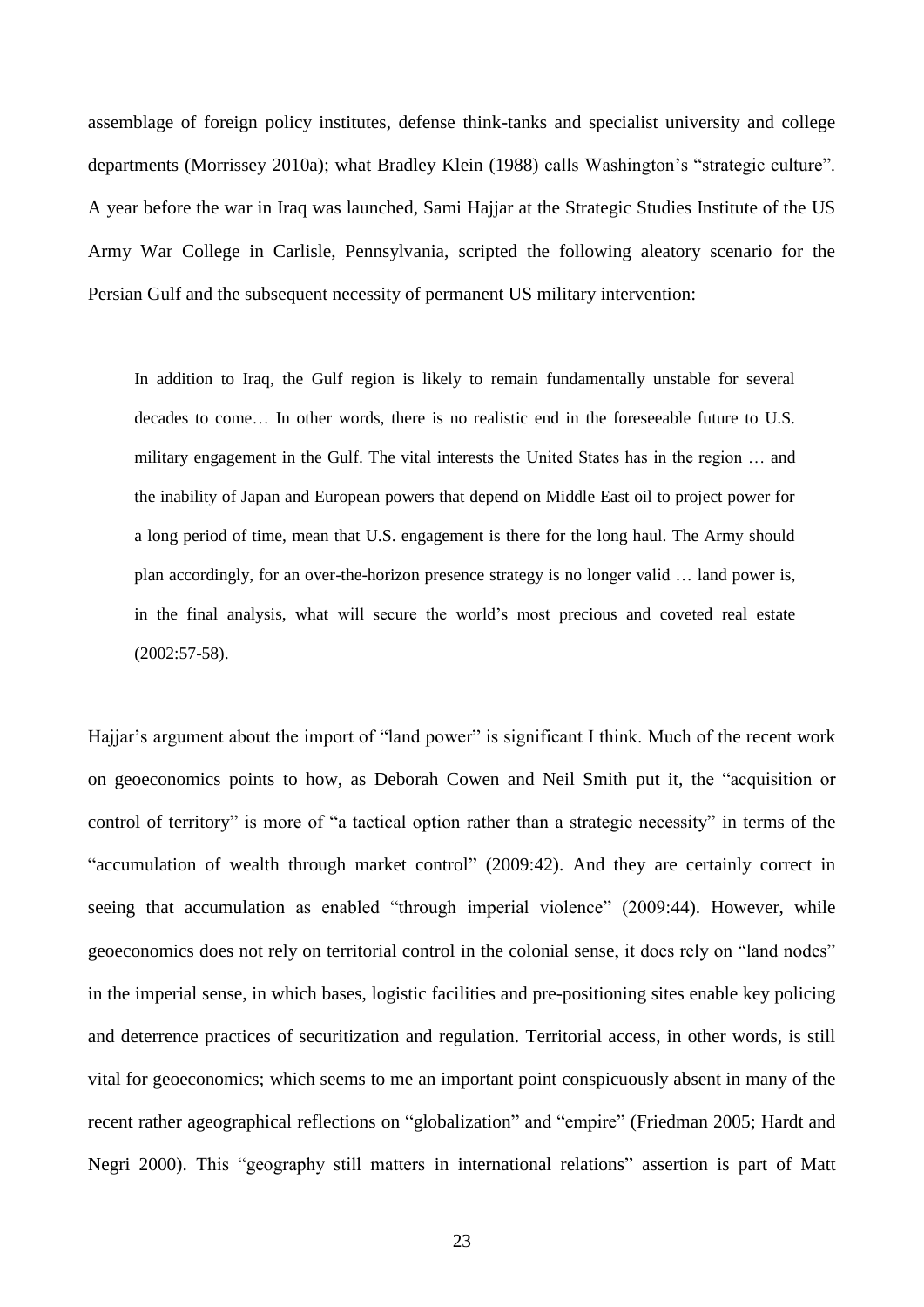assemblage of foreign policy institutes, defense think-tanks and specialist university and college departments (Morrissey 2010a); what Bradley Klein (1988) calls Washington's "strategic culture". A year before the war in Iraq was launched, Sami Hajjar at the Strategic Studies Institute of the US Army War College in Carlisle, Pennsylvania, scripted the following aleatory scenario for the Persian Gulf and the subsequent necessity of permanent US military intervention:

> In addition to Iraq, the Gulf region is likely to remain fundamentally unstable for several decades to come… In other words, there is no realistic end in the foreseeable future to U.S. military engagement in the Gulf. The vital interests the United States has in the region … and the inability of Japan and European powers that depend on Middle East oil to project power for a long period of time, mean that U.S. engagement is there for the long haul. The Army should plan accordingly, for an over-the-horizon presence strategy is no longer valid … land power is, in the final analysis, what will secure the world's most precious and coveted real estate (2002:57-58).

Hajjar's argument about the import of "land power" is significant I think. Much of the recent work on geoeconomics points to how, as Deborah Cowen and Neil Smith put it, the "acquisition or control of territory" is more of "a tactical option rather than a strategic necessity" in terms of the "accumulation of wealth through market control" (2009:42). And they are certainly correct in seeing that accumulation as enabled "through imperial violence" (2009:44). However, while geoeconomics does not rely on territorial control in the colonial sense, it does rely on "land nodes" in the imperial sense, in which bases, logistic facilities and pre-positioning sites enable key policing and deterrence practices of securitization and regulation. Territorial access, in other words, is still vital for geoeconomics; which seems to me an important point conspicuously absent in many of the recent rather ageographical reflections on "globalization" and "empire" (Friedman 2005; Hardt and Negri 2000). This "geography still matters in international relations" assertion is part of Matt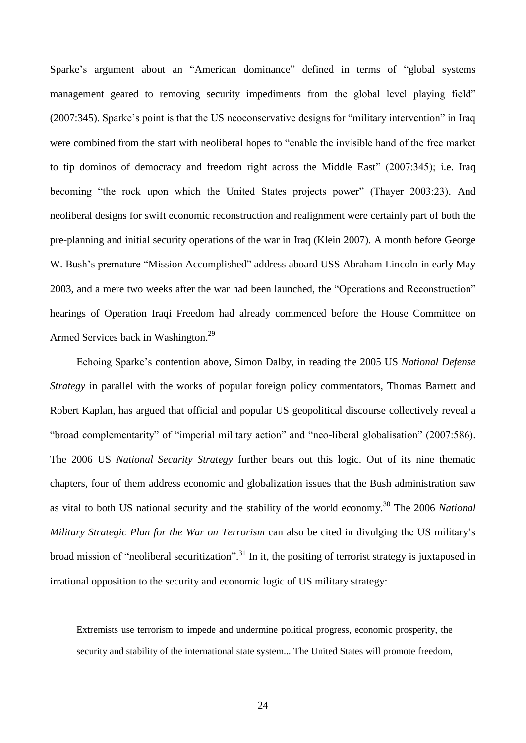Sparke's argument about an "American dominance" defined in terms of "global systems management geared to removing security impediments from the global level playing field" (2007:345). Sparke's point is that the US neoconservative designs for "military intervention" in Iraq were combined from the start with neoliberal hopes to "enable the invisible hand of the free market to tip dominos of democracy and freedom right across the Middle East" (2007:345); i.e. Iraq becoming "the rock upon which the United States projects power" (Thayer 2003:23). And neoliberal designs for swift economic reconstruction and realignment were certainly part of both the pre-planning and initial security operations of the war in Iraq (Klein 2007). A month before George W. Bush's premature "Mission Accomplished" address aboard USS Abraham Lincoln in early May 2003, and a mere two weeks after the war had been launched, the "Operations and Reconstruction" hearings of Operation Iraqi Freedom had already commenced before the House Committee on Armed Services back in Washington.[29]

Echoing Sparke's contention above, Simon Dalby, in reading the 2005 US *National Defense Strategy* in parallel with the works of popular foreign policy commentators, Thomas Barnett and Robert Kaplan, has argued that official and popular US geopolitical discourse collectively reveal a "broad complementarity" of "imperial military action" and "neo-liberal globalisation" (2007:586). The 2006 US *National Security Strategy* further bears out this logic. Out of its nine thematic chapters, four of them address economic and globalization issues that the Bush administration saw as vital to both US national security and the stability of the world economy.[30] The 2006 *National Military Strategic Plan for the War on Terrorism* can also be cited in divulging the US military's broad mission of "neoliberal securitization".[31] In it, the positing of terrorist strategy is juxtaposed in irrational opposition to the security and economic logic of US military strategy:

> Extremists use terrorism to impede and undermine political progress, economic prosperity, the security and stability of the international state system... The United States will promote freedom,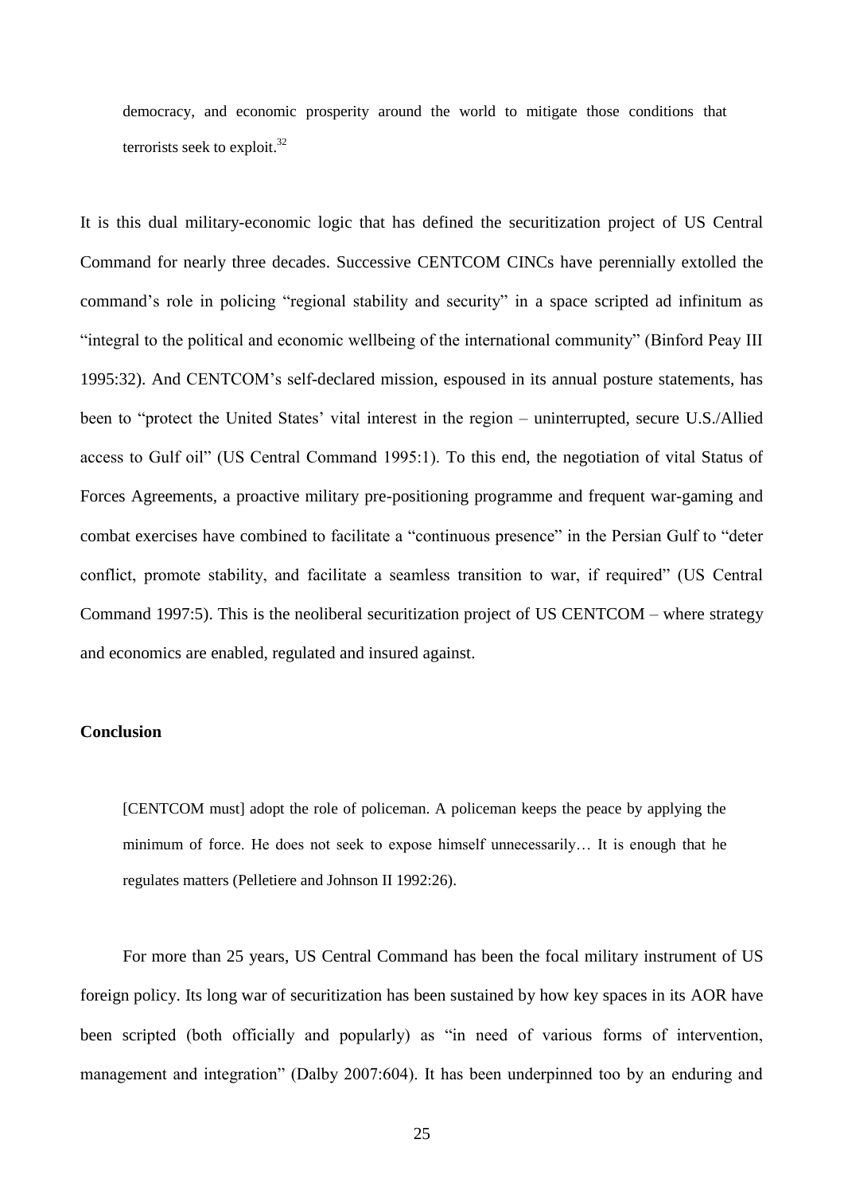> democracy, and economic prosperity around the world to mitigate those conditions that terrorists seek to exploit.[32]

It is this dual military-economic logic that has defined the securitization project of US Central Command for nearly three decades. Successive CENTCOM CINCs have perennially extolled the command's role in policing "regional stability and security" in a space scripted ad infinitum as "integral to the political and economic wellbeing of the international community" (Binford Peay III 1995:32). And CENTCOM's self-declared mission, espoused in its annual posture statements, has been to "protect the United States' vital interest in the region – uninterrupted, secure U.S./Allied access to Gulf oil" (US Central Command 1995:1). To this end, the negotiation of vital Status of Forces Agreements, a proactive military pre-positioning programme and frequent war-gaming and combat exercises have combined to facilitate a "continuous presence" in the Persian Gulf to "deter conflict, promote stability, and facilitate a seamless transition to war, if required" (US Central Command 1997:5). This is the neoliberal securitization project of US CENTCOM – where strategy and economics are enabled, regulated and insured against.

**Conclusion**

> [CENTCOM must] adopt the role of policeman. A policeman keeps the peace by applying the minimum of force. He does not seek to expose himself unnecessarily… It is enough that he regulates matters (Pelletiere and Johnson II 1992:26).

For more than 25 years, US Central Command has been the focal military instrument of US foreign policy. Its long war of securitization has been sustained by how key spaces in its AOR have been scripted (both officially and popularly) as "in need of various forms of intervention, management and integration" (Dalby 2007:604). It has been underpinned too by an enduring and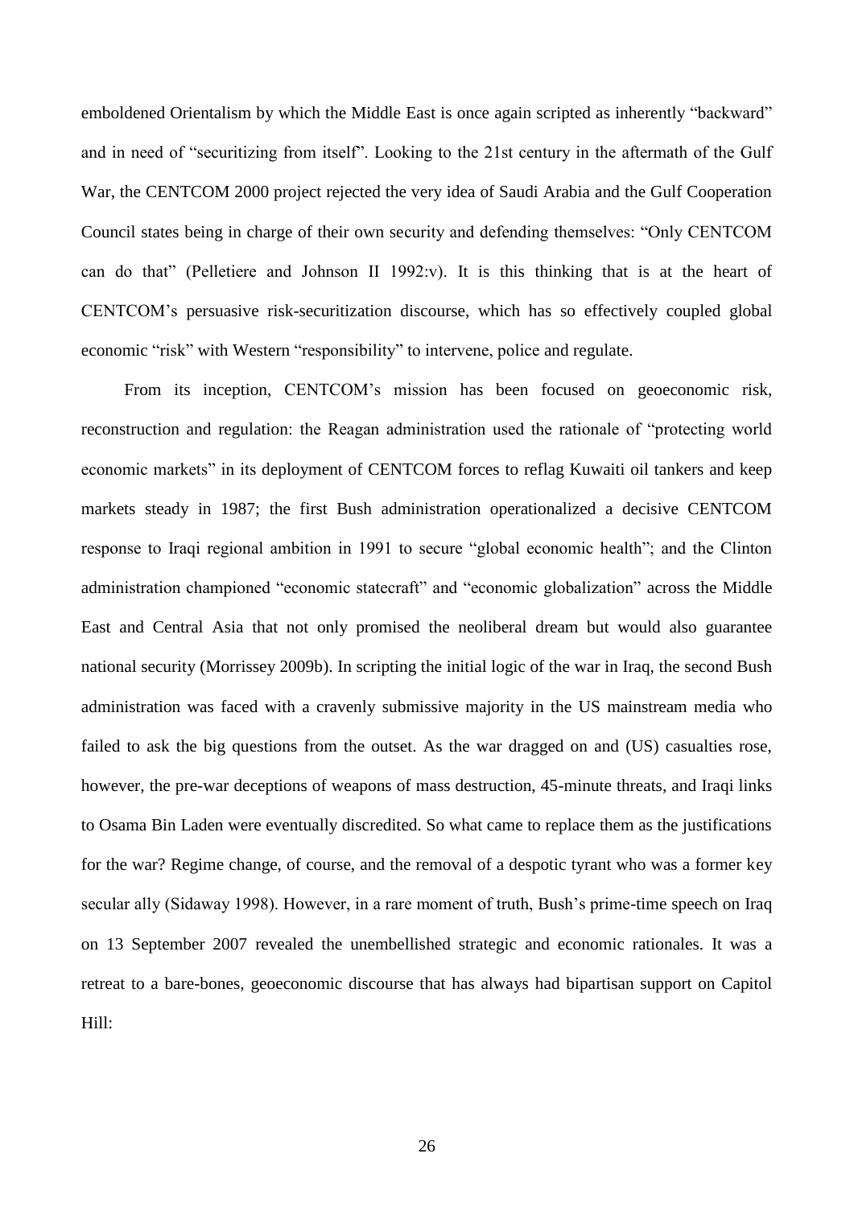emboldened Orientalism by which the Middle East is once again scripted as inherently "backward" and in need of "securitizing from itself". Looking to the 21st century in the aftermath of the Gulf War, the CENTCOM 2000 project rejected the very idea of Saudi Arabia and the Gulf Cooperation Council states being in charge of their own security and defending themselves: "Only CENTCOM can do that" (Pelletiere and Johnson II 1992:v). It is this thinking that is at the heart of CENTCOM's persuasive risk-securitization discourse, which has so effectively coupled global economic "risk" with Western "responsibility" to intervene, police and regulate.

From its inception, CENTCOM's mission has been focused on geoeconomic risk, reconstruction and regulation: the Reagan administration used the rationale of "protecting world economic markets" in its deployment of CENTCOM forces to reflag Kuwaiti oil tankers and keep markets steady in 1987; the first Bush administration operationalized a decisive CENTCOM response to Iraqi regional ambition in 1991 to secure "global economic health"; and the Clinton administration championed "economic statecraft" and "economic globalization" across the Middle East and Central Asia that not only promised the neoliberal dream but would also guarantee national security (Morrissey 2009b). In scripting the initial logic of the war in Iraq, the second Bush administration was faced with a cravenly submissive majority in the US mainstream media who failed to ask the big questions from the outset. As the war dragged on and (US) casualties rose, however, the pre-war deceptions of weapons of mass destruction, 45-minute threats, and Iraqi links to Osama Bin Laden were eventually discredited. So what came to replace them as the justifications for the war? Regime change, of course, and the removal of a despotic tyrant who was a former key secular ally (Sidaway 1998). However, in a rare moment of truth, Bush's prime-time speech on Iraq on 13 September 2007 revealed the unembellished strategic and economic rationales. It was a retreat to a bare-bones, geoeconomic discourse that has always had bipartisan support on Capitol Hill: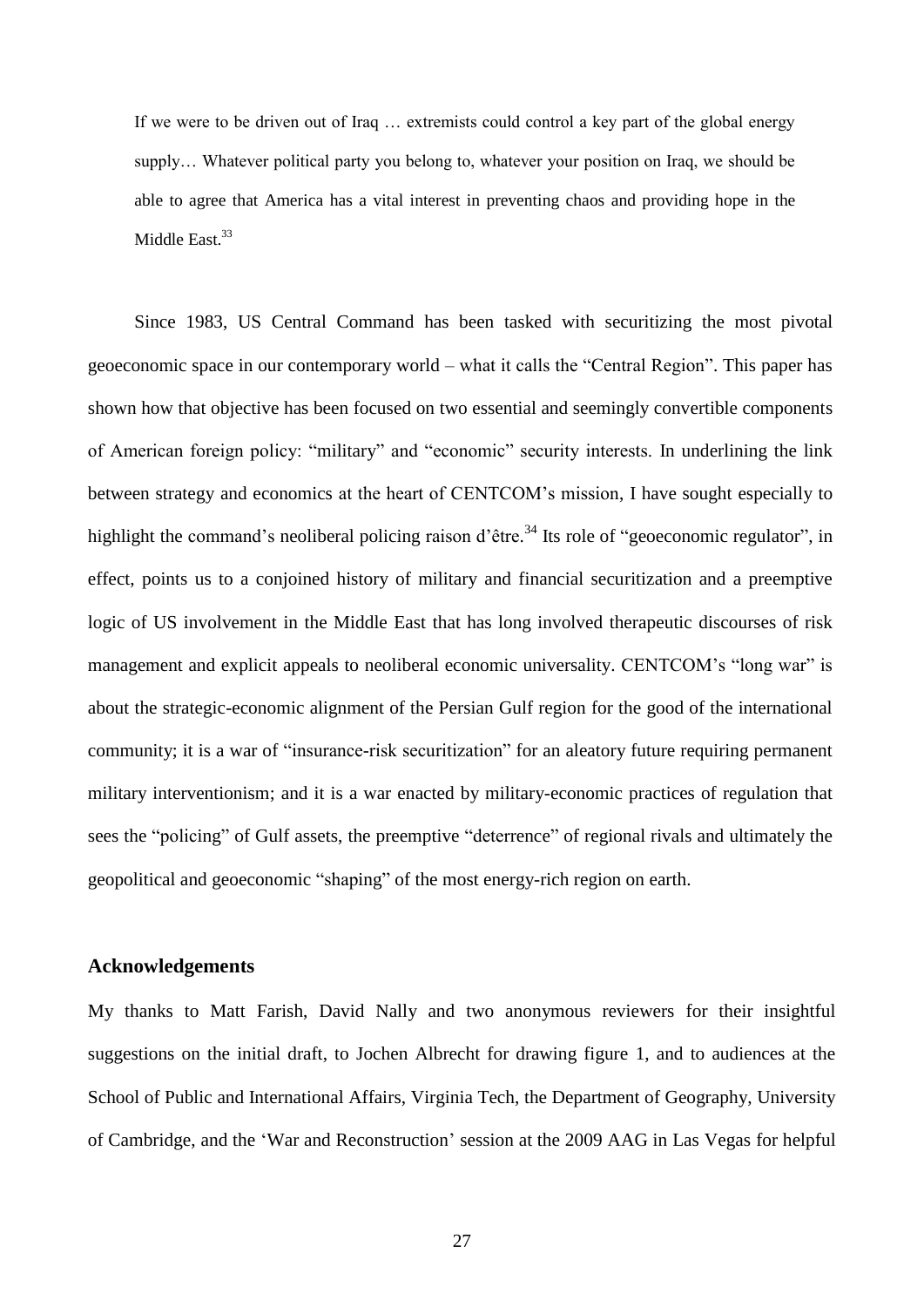> If we were to be driven out of Iraq … extremists could control a key part of the global energy supply… Whatever political party you belong to, whatever your position on Iraq, we should be able to agree that America has a vital interest in preventing chaos and providing hope in the Middle East.[33]

Since 1983, US Central Command has been tasked with securitizing the most pivotal geoeconomic space in our contemporary world – what it calls the "Central Region". This paper has shown how that objective has been focused on two essential and seemingly convertible components of American foreign policy: "military" and "economic" security interests. In underlining the link between strategy and economics at the heart of CENTCOM's mission, I have sought especially to highlight the command's neoliberal policing raison d'être.[34] Its role of "geoeconomic regulator", in effect, points us to a conjoined history of military and financial securitization and a preemptive logic of US involvement in the Middle East that has long involved therapeutic discourses of risk management and explicit appeals to neoliberal economic universality. CENTCOM's "long war" is about the strategic-economic alignment of the Persian Gulf region for the good of the international community; it is a war of "insurance-risk securitization" for an aleatory future requiring permanent military interventionism; and it is a war enacted by military-economic practices of regulation that sees the "policing" of Gulf assets, the preemptive "deterrence" of regional rivals and ultimately the geopolitical and geoeconomic "shaping" of the most energy-rich region on earth.

## Acknowledgements

My thanks to Matt Farish, David Nally and two anonymous reviewers for their insightful suggestions on the initial draft, to Jochen Albrecht for drawing figure 1, and to audiences at the School of Public and International Affairs, Virginia Tech, the Department of Geography, University of Cambridge, and the 'War and Reconstruction' session at the 2009 AAG in Las Vegas for helpful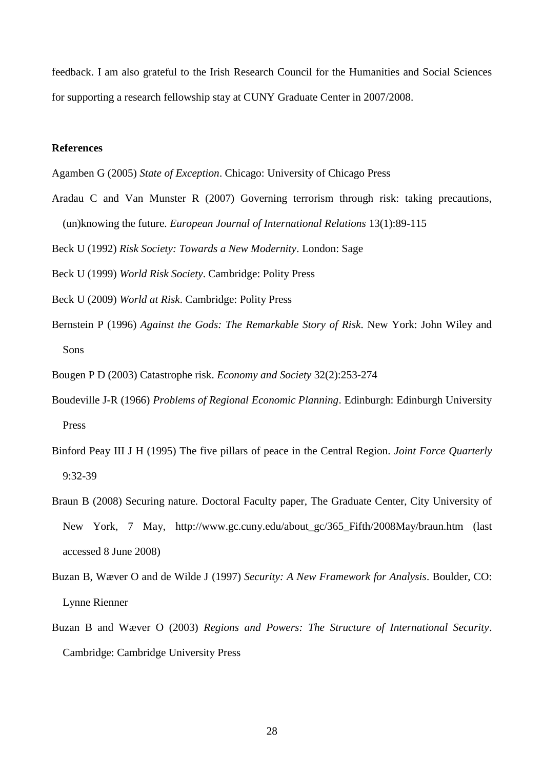feedback. I am also grateful to the Irish Research Council for the Humanities and Social Sciences for supporting a research fellowship stay at CUNY Graduate Center in 2007/2008.

**References**

Agamben G (2005) *State of Exception*. Chicago: University of Chicago Press

Aradau C and Van Munster R (2007) Governing terrorism through risk: taking precautions, (un)knowing the future. *European Journal of International Relations* 13(1):89-115

Beck U (1992) *Risk Society: Towards a New Modernity*. London: Sage

Beck U (1999) *World Risk Society*. Cambridge: Polity Press

Beck U (2009) *World at Risk*. Cambridge: Polity Press

Bernstein P (1996) *Against the Gods: The Remarkable Story of Risk*. New York: John Wiley and Sons

Bougen P D (2003) Catastrophe risk. *Economy and Society* 32(2):253-274

Boudeville J-R (1966) *Problems of Regional Economic Planning*. Edinburgh: Edinburgh University Press

Binford Peay III J H (1995) The five pillars of peace in the Central Region. *Joint Force Quarterly* 9:32-39

Braun B (2008) Securing nature. Doctoral Faculty paper, The Graduate Center, City University of New York, 7 May, http://www.gc.cuny.edu/about_gc/365_Fifth/2008May/braun.htm (last accessed 8 June 2008)

Buzan B, Wæver O and de Wilde J (1997) *Security: A New Framework for Analysis*. Boulder, CO: Lynne Rienner

Buzan B and Wæver O (2003) *Regions and Powers: The Structure of International Security*. Cambridge: Cambridge University Press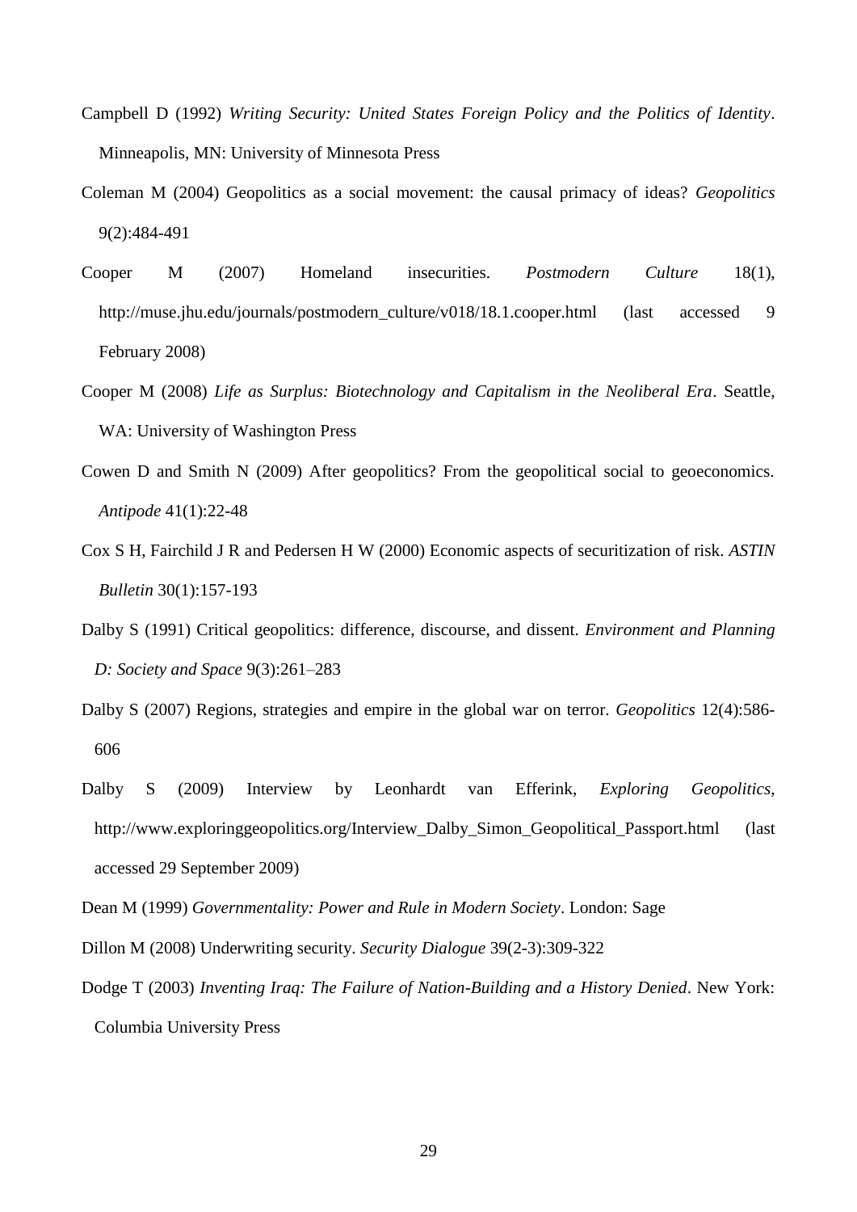Campbell D (1992) *Writing Security: United States Foreign Policy and the Politics of Identity*. Minneapolis, MN: University of Minnesota Press

Coleman M (2004) Geopolitics as a social movement: the causal primacy of ideas? *Geopolitics* 9(2):484-491

Cooper M (2007) Homeland insecurities. *Postmodern Culture* 18(1), http://muse.jhu.edu/journals/postmodern_culture/v018/18.1.cooper.html (last accessed 9 February 2008)

Cooper M (2008) *Life as Surplus: Biotechnology and Capitalism in the Neoliberal Era*. Seattle, WA: University of Washington Press

Cowen D and Smith N (2009) After geopolitics? From the geopolitical social to geoeconomics. *Antipode* 41(1):22-48

Cox S H, Fairchild J R and Pedersen H W (2000) Economic aspects of securitization of risk. *ASTIN Bulletin* 30(1):157-193

Dalby S (1991) Critical geopolitics: difference, discourse, and dissent. *Environment and Planning D: Society and Space* 9(3):261–283

Dalby S (2007) Regions, strategies and empire in the global war on terror. *Geopolitics* 12(4):586-606

Dalby S (2009) Interview by Leonhardt van Efferink, *Exploring Geopolitics*, http://www.exploringgeopolitics.org/Interview_Dalby_Simon_Geopolitical_Passport.html (last accessed 29 September 2009)

Dean M (1999) *Governmentality: Power and Rule in Modern Society*. London: Sage

Dillon M (2008) Underwriting security. *Security Dialogue* 39(2-3):309-322

Dodge T (2003) *Inventing Iraq: The Failure of Nation-Building and a History Denied*. New York: Columbia University Press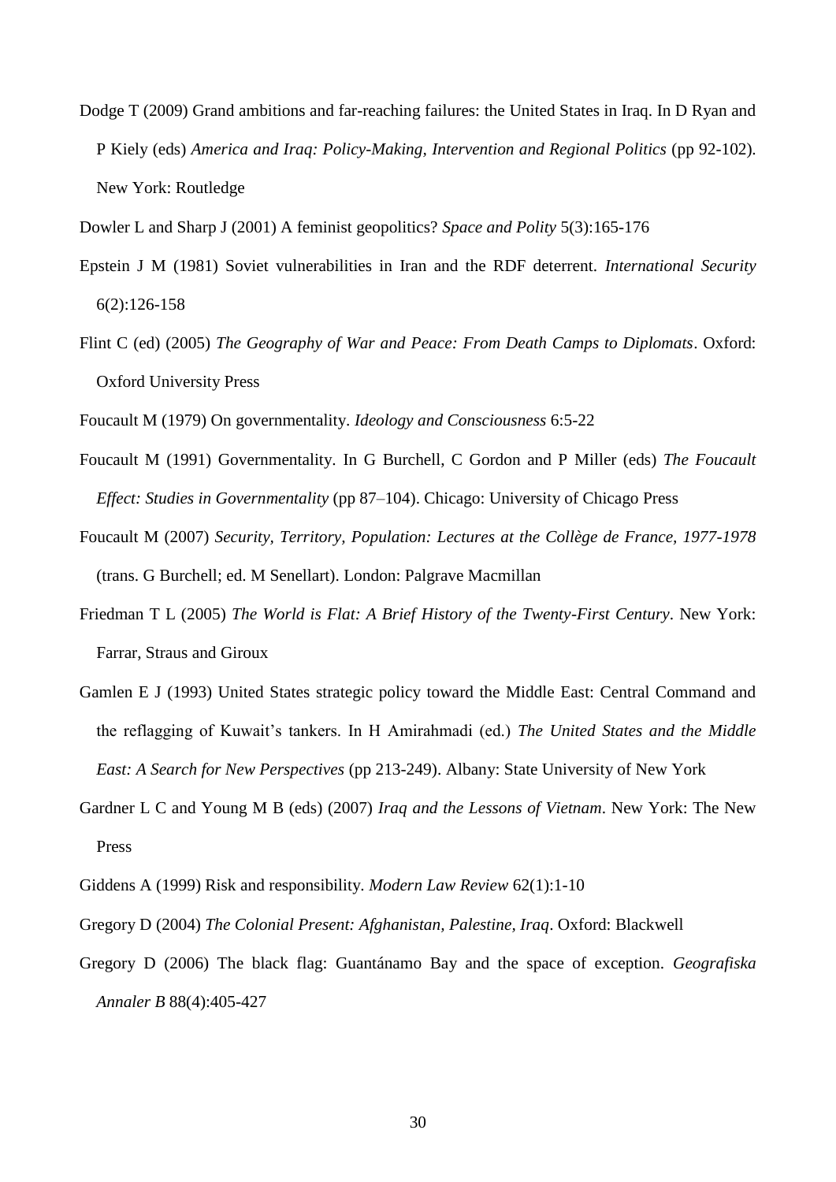Dodge T (2009) Grand ambitions and far-reaching failures: the United States in Iraq. In D Ryan and P Kiely (eds) *America and Iraq: Policy-Making, Intervention and Regional Politics* (pp 92-102). New York: Routledge

Dowler L and Sharp J (2001) A feminist geopolitics? *Space and Polity* 5(3):165-176

Epstein J M (1981) Soviet vulnerabilities in Iran and the RDF deterrent. *International Security* 6(2):126-158

Flint C (ed) (2005) *The Geography of War and Peace: From Death Camps to Diplomats*. Oxford: Oxford University Press

Foucault M (1979) On governmentality. *Ideology and Consciousness* 6:5-22

Foucault M (1991) Governmentality. In G Burchell, C Gordon and P Miller (eds) *The Foucault Effect: Studies in Governmentality* (pp 87–104). Chicago: University of Chicago Press

Foucault M (2007) *Security, Territory, Population: Lectures at the Collège de France, 1977-1978* (trans. G Burchell; ed. M Senellart). London: Palgrave Macmillan

Friedman T L (2005) *The World is Flat: A Brief History of the Twenty-First Century*. New York: Farrar, Straus and Giroux

Gamlen E J (1993) United States strategic policy toward the Middle East: Central Command and the reflagging of Kuwait's tankers. In H Amirahmadi (ed.) *The United States and the Middle East: A Search for New Perspectives* (pp 213-249). Albany: State University of New York

Gardner L C and Young M B (eds) (2007) *Iraq and the Lessons of Vietnam*. New York: The New Press

Giddens A (1999) Risk and responsibility. *Modern Law Review* 62(1):1-10

Gregory D (2004) *The Colonial Present: Afghanistan, Palestine, Iraq*. Oxford: Blackwell

Gregory D (2006) The black flag: Guantánamo Bay and the space of exception. *Geografiska Annaler B* 88(4):405-427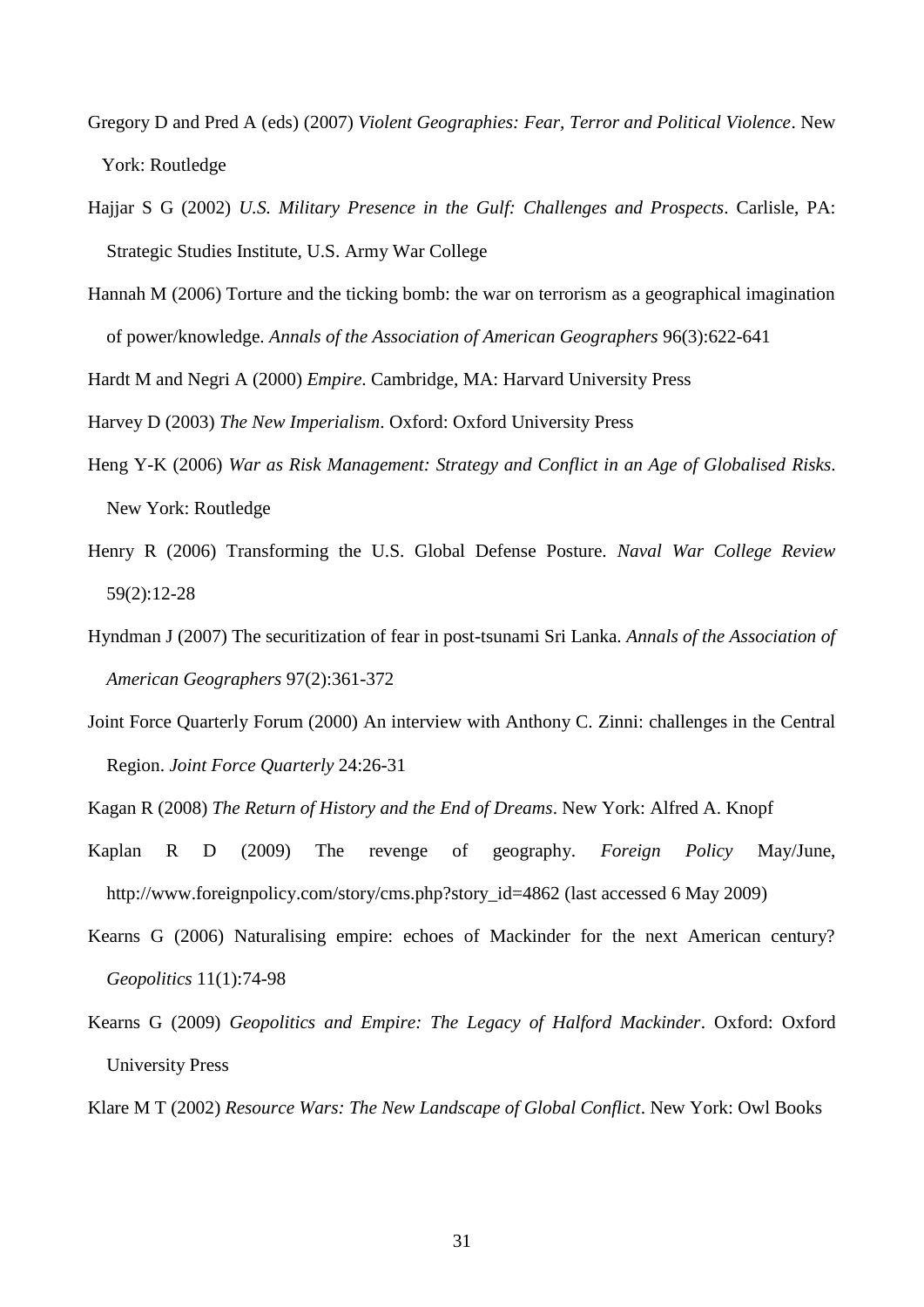Gregory D and Pred A (eds) (2007) *Violent Geographies: Fear, Terror and Political Violence*. New York: Routledge

Hajjar S G (2002) *U.S. Military Presence in the Gulf: Challenges and Prospects*. Carlisle, PA: Strategic Studies Institute, U.S. Army War College

Hannah M (2006) Torture and the ticking bomb: the war on terrorism as a geographical imagination of power/knowledge. *Annals of the Association of American Geographers* 96(3):622-641

Hardt M and Negri A (2000) *Empire*. Cambridge, MA: Harvard University Press

Harvey D (2003) *The New Imperialism*. Oxford: Oxford University Press

Heng Y-K (2006) *War as Risk Management: Strategy and Conflict in an Age of Globalised Risks*. New York: Routledge

Henry R (2006) Transforming the U.S. Global Defense Posture. *Naval War College Review* 59(2):12-28

Hyndman J (2007) The securitization of fear in post-tsunami Sri Lanka. *Annals of the Association of American Geographers* 97(2):361-372

Joint Force Quarterly Forum (2000) An interview with Anthony C. Zinni: challenges in the Central Region. *Joint Force Quarterly* 24:26-31

Kagan R (2008) *The Return of History and the End of Dreams*. New York: Alfred A. Knopf

Kaplan R D (2009) The revenge of geography. *Foreign Policy* May/June, http://www.foreignpolicy.com/story/cms.php?story_id=4862 (last accessed 6 May 2009)

Kearns G (2006) Naturalising empire: echoes of Mackinder for the next American century? *Geopolitics* 11(1):74-98

Kearns G (2009) *Geopolitics and Empire: The Legacy of Halford Mackinder*. Oxford: Oxford University Press

Klare M T (2002) *Resource Wars: The New Landscape of Global Conflict*. New York: Owl Books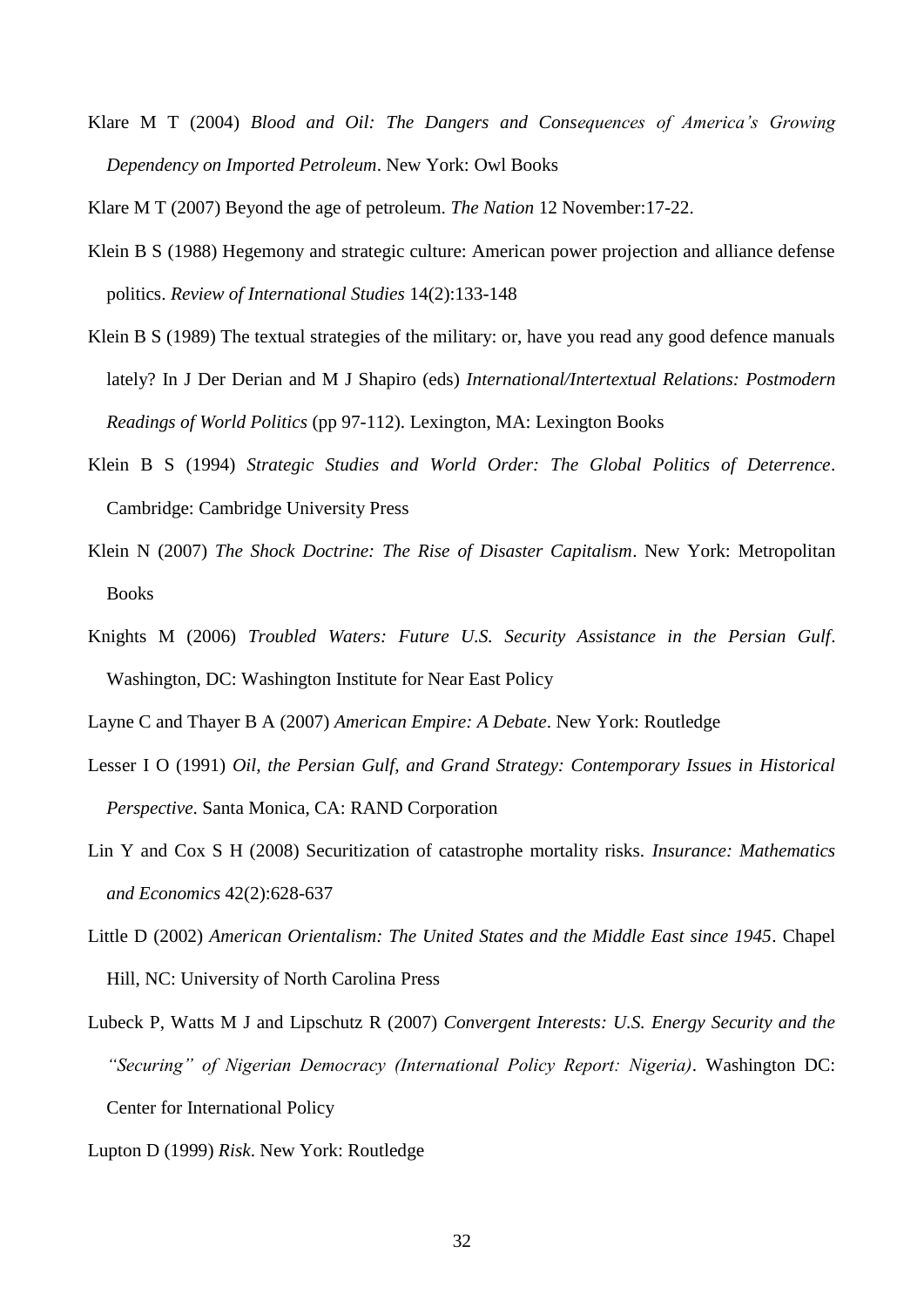Klare M T (2004) *Blood and Oil: The Dangers and Consequences of America's Growing Dependency on Imported Petroleum*. New York: Owl Books

Klare M T (2007) Beyond the age of petroleum. *The Nation* 12 November:17-22.

Klein B S (1988) Hegemony and strategic culture: American power projection and alliance defense politics. *Review of International Studies* 14(2):133-148

Klein B S (1989) The textual strategies of the military: or, have you read any good defence manuals lately? In J Der Derian and M J Shapiro (eds) *International/Intertextual Relations: Postmodern Readings of World Politics* (pp 97-112). Lexington, MA: Lexington Books

Klein B S (1994) *Strategic Studies and World Order: The Global Politics of Deterrence*. Cambridge: Cambridge University Press

Klein N (2007) *The Shock Doctrine: The Rise of Disaster Capitalism*. New York: Metropolitan Books

Knights M (2006) *Troubled Waters: Future U.S. Security Assistance in the Persian Gulf*. Washington, DC: Washington Institute for Near East Policy

Layne C and Thayer B A (2007) *American Empire: A Debate*. New York: Routledge

Lesser I O (1991) *Oil, the Persian Gulf, and Grand Strategy: Contemporary Issues in Historical Perspective*. Santa Monica, CA: RAND Corporation

Lin Y and Cox S H (2008) Securitization of catastrophe mortality risks. *Insurance: Mathematics and Economics* 42(2):628-637

Little D (2002) *American Orientalism: The United States and the Middle East since 1945*. Chapel Hill, NC: University of North Carolina Press

Lubeck P, Watts M J and Lipschutz R (2007) *Convergent Interests: U.S. Energy Security and the "Securing" of Nigerian Democracy (International Policy Report: Nigeria)*. Washington DC: Center for International Policy

Lupton D (1999) *Risk*. New York: Routledge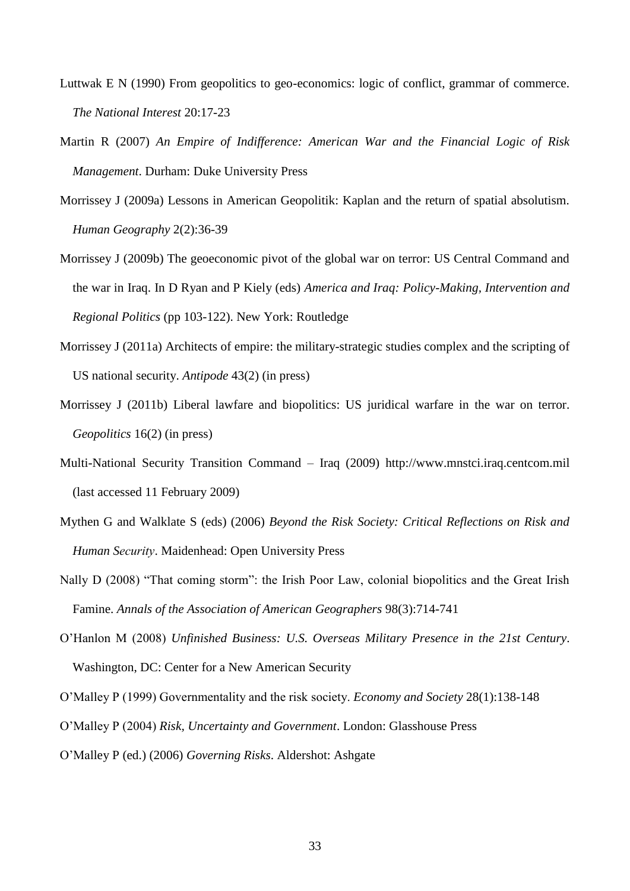Luttwak E N (1990) From geopolitics to geo-economics: logic of conflict, grammar of commerce. *The National Interest* 20:17-23

Martin R (2007) *An Empire of Indifference: American War and the Financial Logic of Risk Management*. Durham: Duke University Press

Morrissey J (2009a) Lessons in American Geopolitik: Kaplan and the return of spatial absolutism. *Human Geography* 2(2):36-39

Morrissey J (2009b) The geoeconomic pivot of the global war on terror: US Central Command and the war in Iraq. In D Ryan and P Kiely (eds) *America and Iraq: Policy-Making, Intervention and Regional Politics* (pp 103-122). New York: Routledge

Morrissey J (2011a) Architects of empire: the military-strategic studies complex and the scripting of US national security. *Antipode* 43(2) (in press)

Morrissey J (2011b) Liberal lawfare and biopolitics: US juridical warfare in the war on terror. *Geopolitics* 16(2) (in press)

Multi-National Security Transition Command – Iraq (2009) http://www.mnstci.iraq.centcom.mil (last accessed 11 February 2009)

Mythen G and Walklate S (eds) (2006) *Beyond the Risk Society: Critical Reflections on Risk and Human Security*. Maidenhead: Open University Press

Nally D (2008) "That coming storm": the Irish Poor Law, colonial biopolitics and the Great Irish Famine. *Annals of the Association of American Geographers* 98(3):714-741

O'Hanlon M (2008) *Unfinished Business: U.S. Overseas Military Presence in the 21st Century*. Washington, DC: Center for a New American Security

O'Malley P (1999) Governmentality and the risk society. *Economy and Society* 28(1):138-148

O'Malley P (2004) *Risk, Uncertainty and Government*. London: Glasshouse Press

O'Malley P (ed.) (2006) *Governing Risks*. Aldershot: Ashgate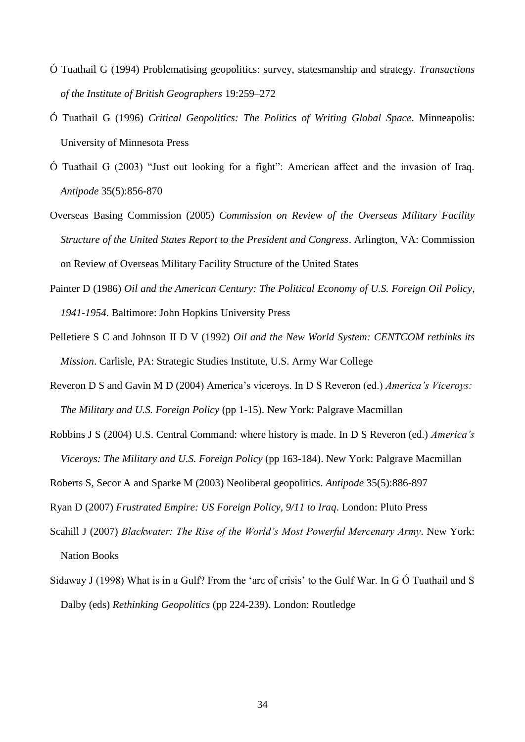Ó Tuathail G (1994) Problematising geopolitics: survey, statesmanship and strategy. *Transactions of the Institute of British Geographers* 19:259–272

Ó Tuathail G (1996) *Critical Geopolitics: The Politics of Writing Global Space*. Minneapolis: University of Minnesota Press

Ó Tuathail G (2003) "Just out looking for a fight": American affect and the invasion of Iraq. *Antipode* 35(5):856-870

Overseas Basing Commission (2005) *Commission on Review of the Overseas Military Facility Structure of the United States Report to the President and Congress*. Arlington, VA: Commission on Review of Overseas Military Facility Structure of the United States

Painter D (1986) *Oil and the American Century: The Political Economy of U.S. Foreign Oil Policy, 1941-1954*. Baltimore: John Hopkins University Press

Pelletiere S C and Johnson II D V (1992) *Oil and the New World System: CENTCOM rethinks its Mission*. Carlisle, PA: Strategic Studies Institute, U.S. Army War College

Reveron D S and Gavin M D (2004) America's viceroys. In D S Reveron (ed.) *America's Viceroys: The Military and U.S. Foreign Policy* (pp 1-15). New York: Palgrave Macmillan

Robbins J S (2004) U.S. Central Command: where history is made. In D S Reveron (ed.) *America's Viceroys: The Military and U.S. Foreign Policy* (pp 163-184). New York: Palgrave Macmillan

Roberts S, Secor A and Sparke M (2003) Neoliberal geopolitics. *Antipode* 35(5):886-897

Ryan D (2007) *Frustrated Empire: US Foreign Policy, 9/11 to Iraq*. London: Pluto Press

Scahill J (2007) *Blackwater: The Rise of the World's Most Powerful Mercenary Army*. New York: Nation Books

Sidaway J (1998) What is in a Gulf? From the 'arc of crisis' to the Gulf War. In G Ó Tuathail and S Dalby (eds) *Rethinking Geopolitics* (pp 224-239). London: Routledge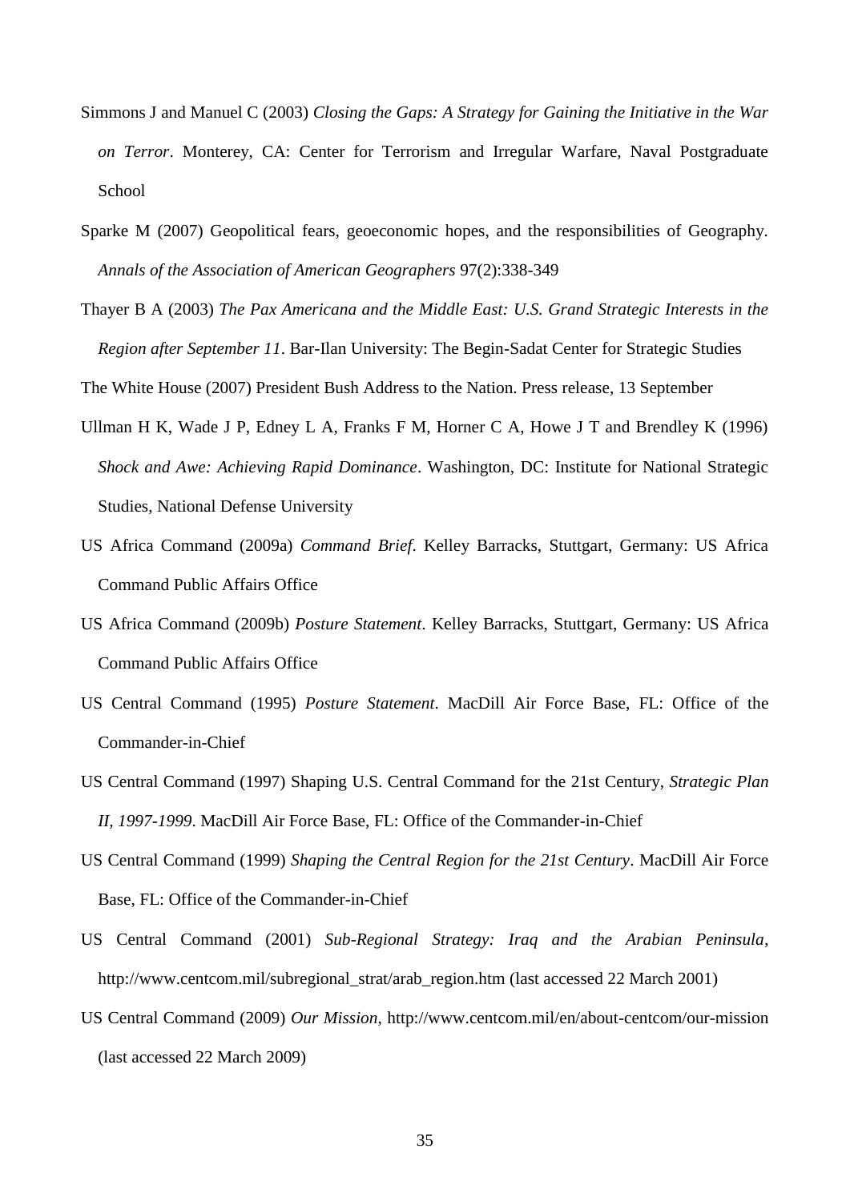Simmons J and Manuel C (2003) *Closing the Gaps: A Strategy for Gaining the Initiative in the War on Terror*. Monterey, CA: Center for Terrorism and Irregular Warfare, Naval Postgraduate School

Sparke M (2007) Geopolitical fears, geoeconomic hopes, and the responsibilities of Geography. *Annals of the Association of American Geographers* 97(2):338-349

Thayer B A (2003) *The Pax Americana and the Middle East: U.S. Grand Strategic Interests in the Region after September 11*. Bar-Ilan University: The Begin-Sadat Center for Strategic Studies

The White House (2007) President Bush Address to the Nation. Press release, 13 September

Ullman H K, Wade J P, Edney L A, Franks F M, Horner C A, Howe J T and Brendley K (1996) *Shock and Awe: Achieving Rapid Dominance*. Washington, DC: Institute for National Strategic Studies, National Defense University

US Africa Command (2009a) *Command Brief*. Kelley Barracks, Stuttgart, Germany: US Africa Command Public Affairs Office

US Africa Command (2009b) *Posture Statement*. Kelley Barracks, Stuttgart, Germany: US Africa Command Public Affairs Office

US Central Command (1995) *Posture Statement*. MacDill Air Force Base, FL: Office of the Commander-in-Chief

US Central Command (1997) Shaping U.S. Central Command for the 21st Century, *Strategic Plan II, 1997-1999*. MacDill Air Force Base, FL: Office of the Commander-in-Chief

US Central Command (1999) *Shaping the Central Region for the 21st Century*. MacDill Air Force Base, FL: Office of the Commander-in-Chief

US Central Command (2001) *Sub-Regional Strategy: Iraq and the Arabian Peninsula*, http://www.centcom.mil/subregional_strat/arab_region.htm (last accessed 22 March 2001)

US Central Command (2009) *Our Mission*, http://www.centcom.mil/en/about-centcom/our-mission (last accessed 22 March 2009)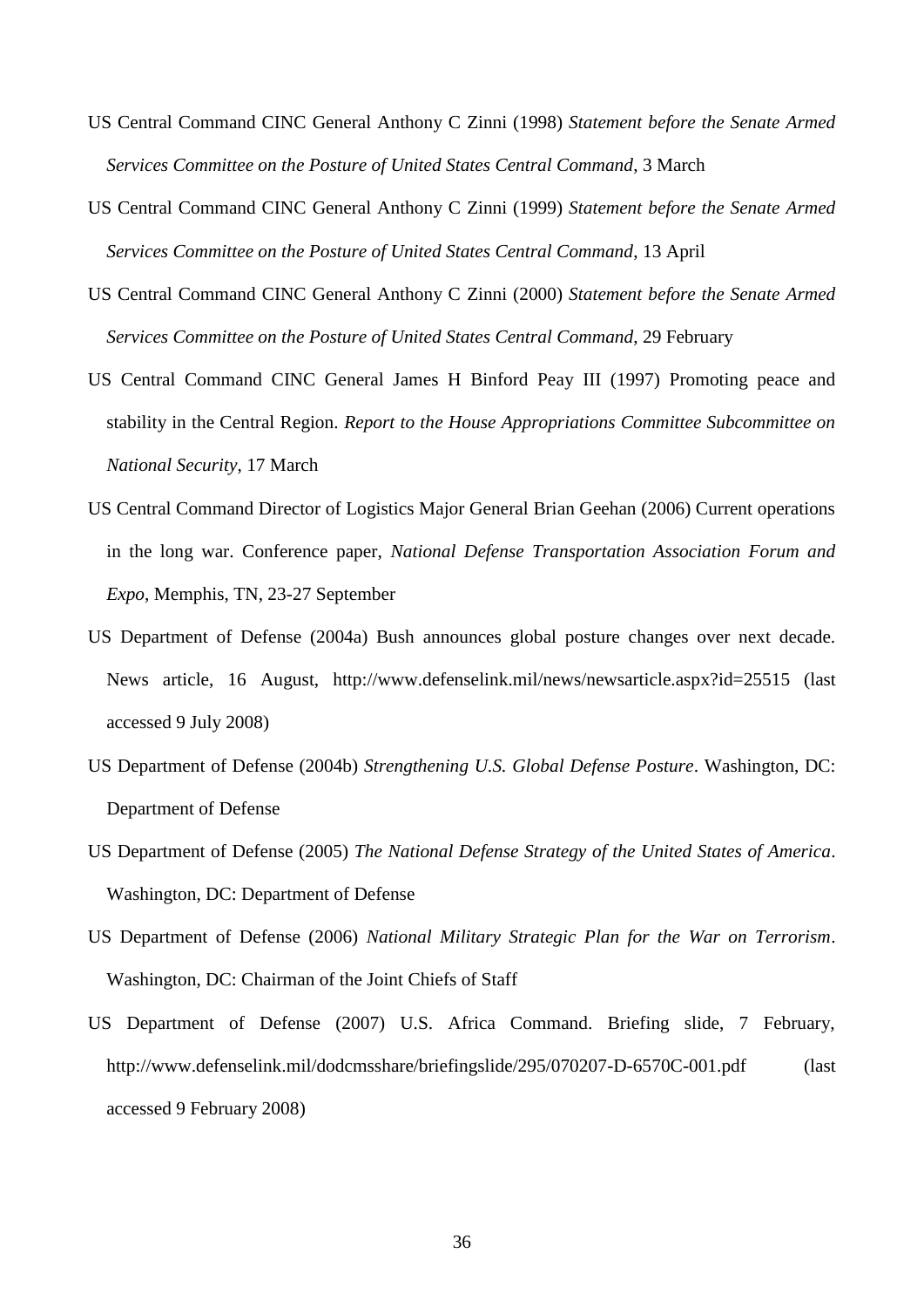US Central Command CINC General Anthony C Zinni (1998) *Statement before the Senate Armed Services Committee on the Posture of United States Central Command*, 3 March

US Central Command CINC General Anthony C Zinni (1999) *Statement before the Senate Armed Services Committee on the Posture of United States Central Command*, 13 April

US Central Command CINC General Anthony C Zinni (2000) *Statement before the Senate Armed Services Committee on the Posture of United States Central Command*, 29 February

US Central Command CINC General James H Binford Peay III (1997) Promoting peace and stability in the Central Region. *Report to the House Appropriations Committee Subcommittee on National Security*, 17 March

US Central Command Director of Logistics Major General Brian Geehan (2006) Current operations in the long war. Conference paper, *National Defense Transportation Association Forum and Expo*, Memphis, TN, 23-27 September

US Department of Defense (2004a) Bush announces global posture changes over next decade. News article, 16 August, http://www.defenselink.mil/news/newsarticle.aspx?id=25515 (last accessed 9 July 2008)

US Department of Defense (2004b) *Strengthening U.S. Global Defense Posture*. Washington, DC: Department of Defense

US Department of Defense (2005) *The National Defense Strategy of the United States of America*. Washington, DC: Department of Defense

US Department of Defense (2006) *National Military Strategic Plan for the War on Terrorism*. Washington, DC: Chairman of the Joint Chiefs of Staff

US Department of Defense (2007) U.S. Africa Command. Briefing slide, 7 February, http://www.defenselink.mil/dodcmsshare/briefingslide/295/070207-D-6570C-001.pdf (last accessed 9 February 2008)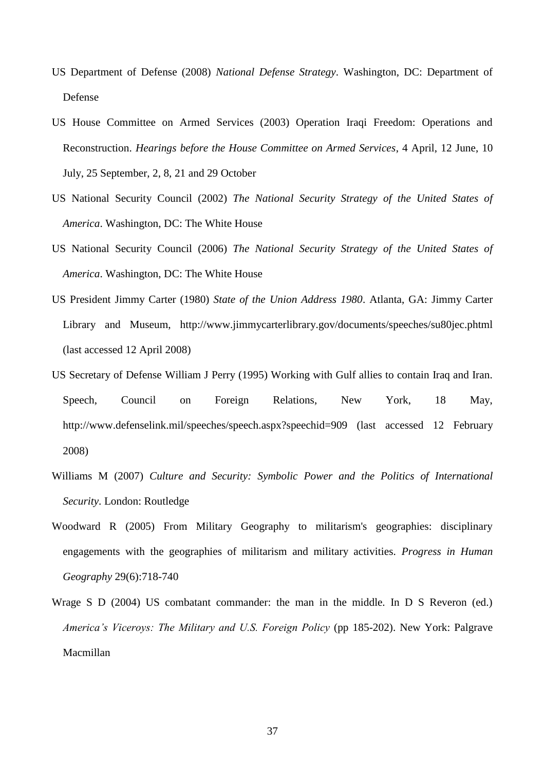US Department of Defense (2008) *National Defense Strategy*. Washington, DC: Department of Defense

US House Committee on Armed Services (2003) Operation Iraqi Freedom: Operations and Reconstruction. *Hearings before the House Committee on Armed Services*, 4 April, 12 June, 10 July, 25 September, 2, 8, 21 and 29 October

US National Security Council (2002) *The National Security Strategy of the United States of America*. Washington, DC: The White House

US National Security Council (2006) *The National Security Strategy of the United States of America*. Washington, DC: The White House

US President Jimmy Carter (1980) *State of the Union Address 1980*. Atlanta, GA: Jimmy Carter Library and Museum, http://www.jimmycarterlibrary.gov/documents/speeches/su80jec.phtml (last accessed 12 April 2008)

US Secretary of Defense William J Perry (1995) Working with Gulf allies to contain Iraq and Iran. Speech, Council on Foreign Relations, New York, 18 May, http://www.defenselink.mil/speeches/speech.aspx?speechid=909 (last accessed 12 February 2008)

Williams M (2007) *Culture and Security: Symbolic Power and the Politics of International Security*. London: Routledge

Woodward R (2005) From Military Geography to militarism's geographies: disciplinary engagements with the geographies of militarism and military activities. *Progress in Human Geography* 29(6):718-740

Wrage S D (2004) US combatant commander: the man in the middle. In D S Reveron (ed.) *America's Viceroys: The Military and U.S. Foreign Policy* (pp 185-202). New York: Palgrave Macmillan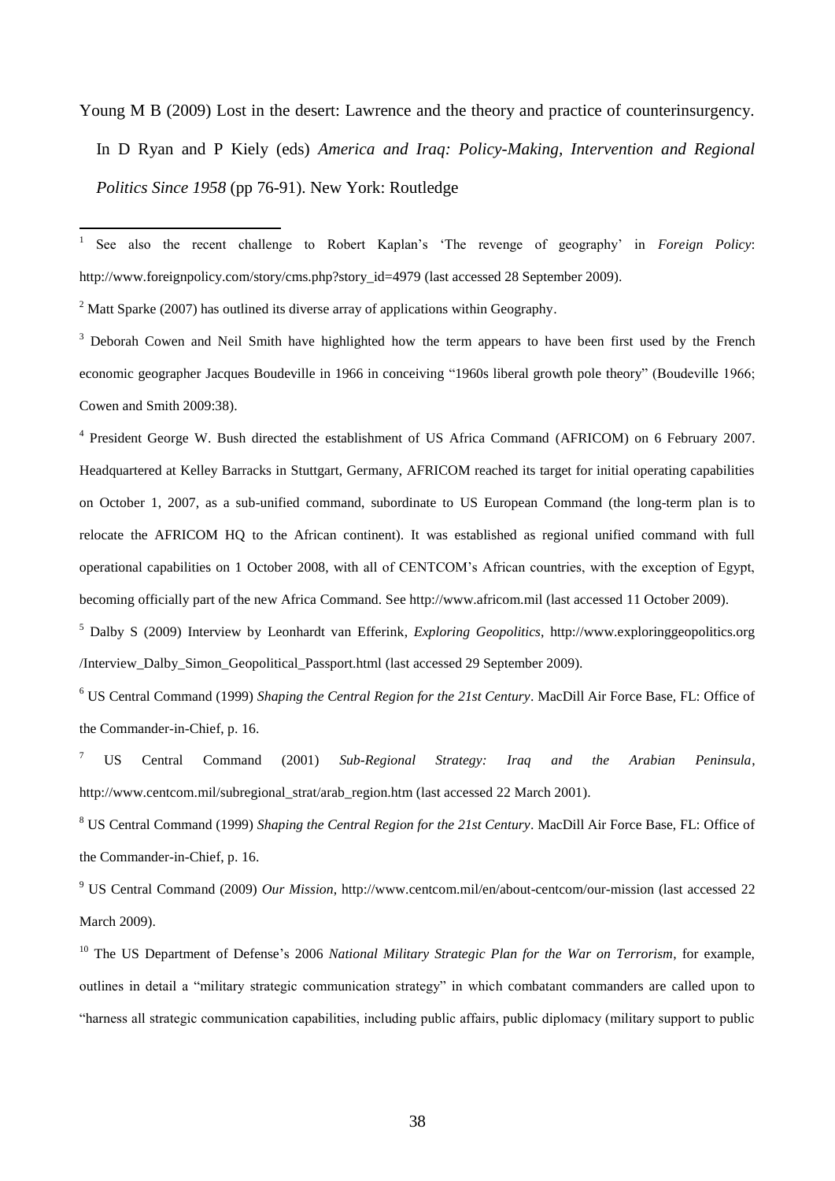Young M B (2009) Lost in the desert: Lawrence and the theory and practice of counterinsurgency. In D Ryan and P Kiely (eds) *America and Iraq: Policy-Making, Intervention and Regional Politics Since 1958* (pp 76-91). New York: Routledge

---

[1] See also the recent challenge to Robert Kaplan's 'The revenge of geography' in *Foreign Policy*: http://www.foreignpolicy.com/story/cms.php?story_id=4979 (last accessed 28 September 2009).

[2] Matt Sparke (2007) has outlined its diverse array of applications within Geography.

[3] Deborah Cowen and Neil Smith have highlighted how the term appears to have been first used by the French economic geographer Jacques Boudeville in 1966 in conceiving "1960s liberal growth pole theory" (Boudeville 1966; Cowen and Smith 2009:38).

[4] President George W. Bush directed the establishment of US Africa Command (AFRICOM) on 6 February 2007. Headquartered at Kelley Barracks in Stuttgart, Germany, AFRICOM reached its target for initial operating capabilities on October 1, 2007, as a sub-unified command, subordinate to US European Command (the long-term plan is to relocate the AFRICOM HQ to the African continent). It was established as regional unified command with full operational capabilities on 1 October 2008, with all of CENTCOM's African countries, with the exception of Egypt, becoming officially part of the new Africa Command. See http://www.africom.mil (last accessed 11 October 2009).

[5] Dalby S (2009) Interview by Leonhardt van Efferink, *Exploring Geopolitics*, http://www.exploringgeopolitics.org /Interview_Dalby_Simon_Geopolitical_Passport.html (last accessed 29 September 2009).

[6] US Central Command (1999) *Shaping the Central Region for the 21st Century*. MacDill Air Force Base, FL: Office of the Commander-in-Chief, p. 16.

[7] US Central Command (2001) *Sub-Regional Strategy: Iraq and the Arabian Peninsula*, http://www.centcom.mil/subregional_strat/arab_region.htm (last accessed 22 March 2001).

[8] US Central Command (1999) *Shaping the Central Region for the 21st Century*. MacDill Air Force Base, FL: Office of the Commander-in-Chief, p. 16.

[9] US Central Command (2009) *Our Mission*, http://www.centcom.mil/en/about-centcom/our-mission (last accessed 22 March 2009).

[10] The US Department of Defense's 2006 *National Military Strategic Plan for the War on Terrorism*, for example, outlines in detail a "military strategic communication strategy" in which combatant commanders are called upon to "harness all strategic communication capabilities, including public affairs, public diplomacy (military support to public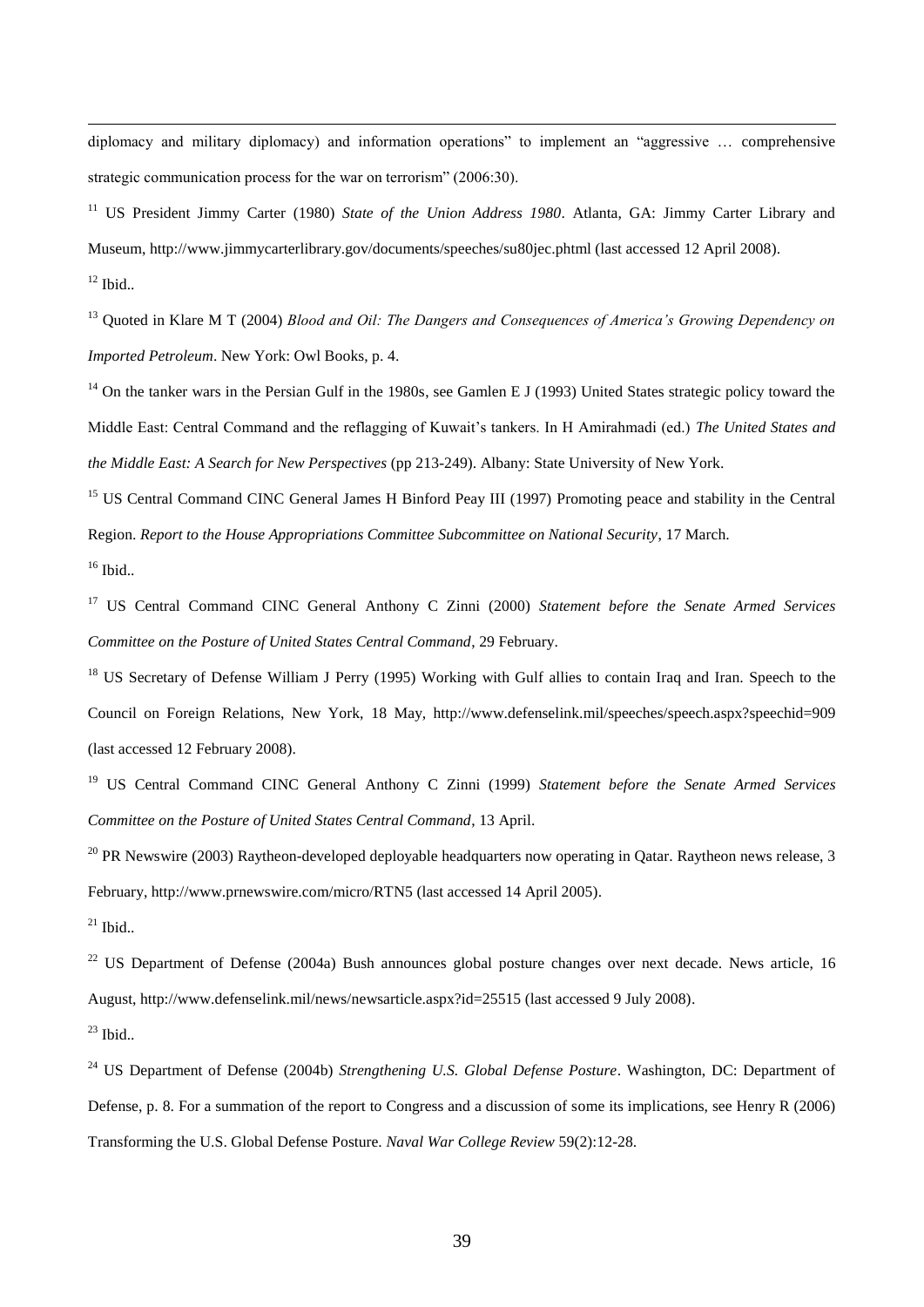diplomacy and military diplomacy) and information operations" to implement an "aggressive … comprehensive strategic communication process for the war on terrorism" (2006:30).

[11] US President Jimmy Carter (1980) *State of the Union Address 1980*. Atlanta, GA: Jimmy Carter Library and Museum, http://www.jimmycarterlibrary.gov/documents/speeches/su80jec.phtml (last accessed 12 April 2008).

[12] Ibid..

[13] Quoted in Klare M T (2004) *Blood and Oil: The Dangers and Consequences of America's Growing Dependency on Imported Petroleum*. New York: Owl Books, p. 4.

[14] On the tanker wars in the Persian Gulf in the 1980s, see Gamlen E J (1993) United States strategic policy toward the Middle East: Central Command and the reflagging of Kuwait's tankers. In H Amirahmadi (ed.) *The United States and the Middle East: A Search for New Perspectives* (pp 213-249). Albany: State University of New York.

[15] US Central Command CINC General James H Binford Peay III (1997) Promoting peace and stability in the Central Region. *Report to the House Appropriations Committee Subcommittee on National Security*, 17 March.

[16] Ibid..

[17] US Central Command CINC General Anthony C Zinni (2000) *Statement before the Senate Armed Services Committee on the Posture of United States Central Command*, 29 February.

[18] US Secretary of Defense William J Perry (1995) Working with Gulf allies to contain Iraq and Iran. Speech to the Council on Foreign Relations, New York, 18 May, http://www.defenselink.mil/speeches/speech.aspx?speechid=909 (last accessed 12 February 2008).

[19] US Central Command CINC General Anthony C Zinni (1999) *Statement before the Senate Armed Services Committee on the Posture of United States Central Command*, 13 April.

[20] PR Newswire (2003) Raytheon-developed deployable headquarters now operating in Qatar. Raytheon news release, 3 February, http://www.prnewswire.com/micro/RTN5 (last accessed 14 April 2005).

[21] Ibid..

[22] US Department of Defense (2004a) Bush announces global posture changes over next decade. News article, 16 August, http://www.defenselink.mil/news/newsarticle.aspx?id=25515 (last accessed 9 July 2008).

[23] Ibid..

[24] US Department of Defense (2004b) *Strengthening U.S. Global Defense Posture*. Washington, DC: Department of Defense, p. 8. For a summation of the report to Congress and a discussion of some its implications, see Henry R (2006) Transforming the U.S. Global Defense Posture. *Naval War College Review* 59(2):12-28.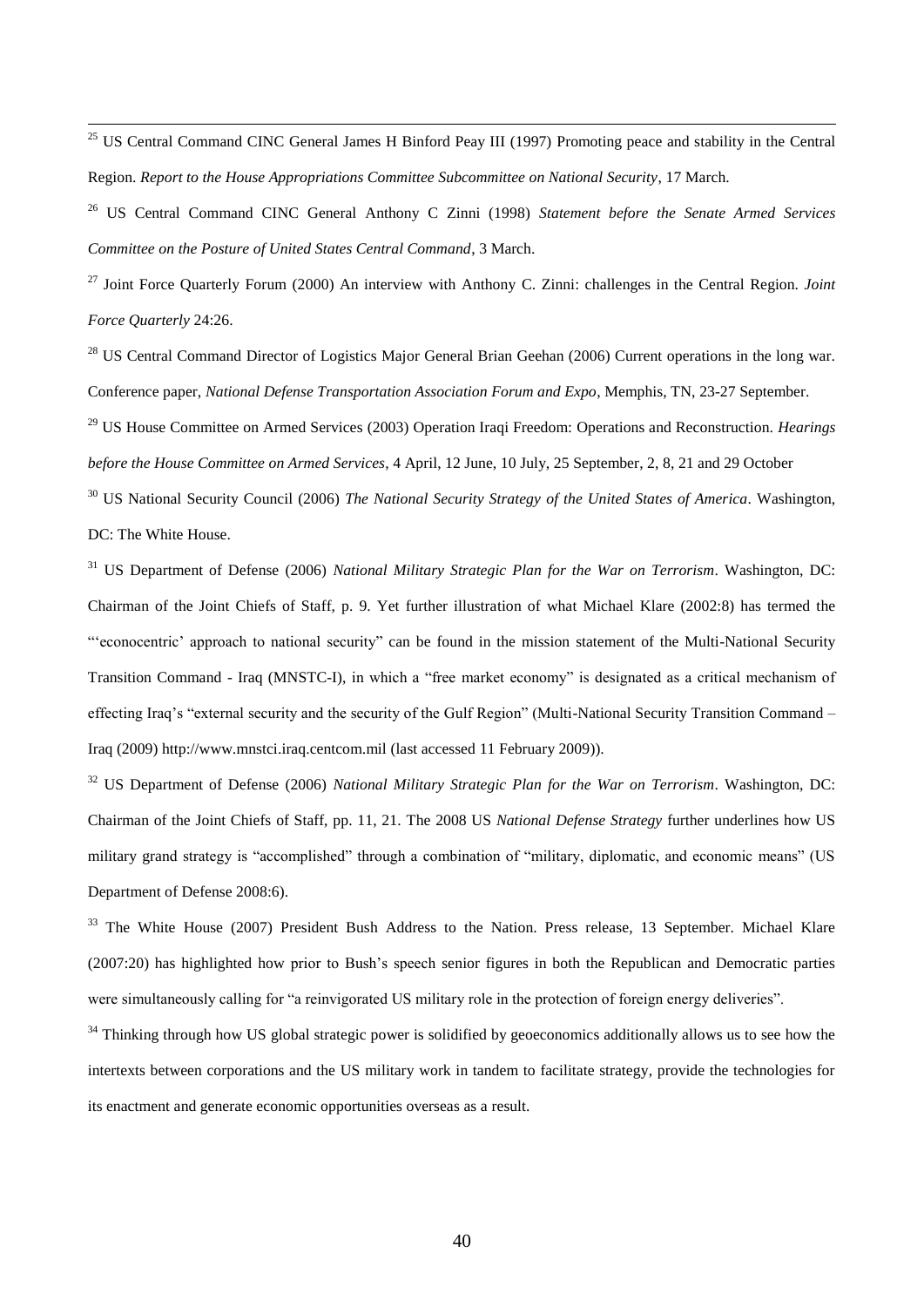[25] US Central Command CINC General James H Binford Peay III (1997) Promoting peace and stability in the Central Region. *Report to the House Appropriations Committee Subcommittee on National Security*, 17 March.

[26] US Central Command CINC General Anthony C Zinni (1998) *Statement before the Senate Armed Services Committee on the Posture of United States Central Command*, 3 March.

[27] Joint Force Quarterly Forum (2000) An interview with Anthony C. Zinni: challenges in the Central Region. *Joint Force Quarterly* 24:26.

[28] US Central Command Director of Logistics Major General Brian Geehan (2006) Current operations in the long war. Conference paper, *National Defense Transportation Association Forum and Expo*, Memphis, TN, 23-27 September.

[29] US House Committee on Armed Services (2003) Operation Iraqi Freedom: Operations and Reconstruction. *Hearings before the House Committee on Armed Services*, 4 April, 12 June, 10 July, 25 September, 2, 8, 21 and 29 October

[30] US National Security Council (2006) *The National Security Strategy of the United States of America*. Washington, DC: The White House.

[31] US Department of Defense (2006) *National Military Strategic Plan for the War on Terrorism*. Washington, DC: Chairman of the Joint Chiefs of Staff, p. 9. Yet further illustration of what Michael Klare (2002:8) has termed the "'econocentric' approach to national security" can be found in the mission statement of the Multi-National Security Transition Command - Iraq (MNSTC-I), in which a "free market economy" is designated as a critical mechanism of effecting Iraq's "external security and the security of the Gulf Region" (Multi-National Security Transition Command – Iraq (2009) http://www.mnstci.iraq.centcom.mil (last accessed 11 February 2009)).

[32] US Department of Defense (2006) *National Military Strategic Plan for the War on Terrorism*. Washington, DC: Chairman of the Joint Chiefs of Staff, pp. 11, 21. The 2008 US *National Defense Strategy* further underlines how US military grand strategy is "accomplished" through a combination of "military, diplomatic, and economic means" (US Department of Defense 2008:6).

[33] The White House (2007) President Bush Address to the Nation. Press release, 13 September. Michael Klare (2007:20) has highlighted how prior to Bush's speech senior figures in both the Republican and Democratic parties were simultaneously calling for "a reinvigorated US military role in the protection of foreign energy deliveries".

[34] Thinking through how US global strategic power is solidified by geoeconomics additionally allows us to see how the intertexts between corporations and the US military work in tandem to facilitate strategy, provide the technologies for its enactment and generate economic opportunities overseas as a result.